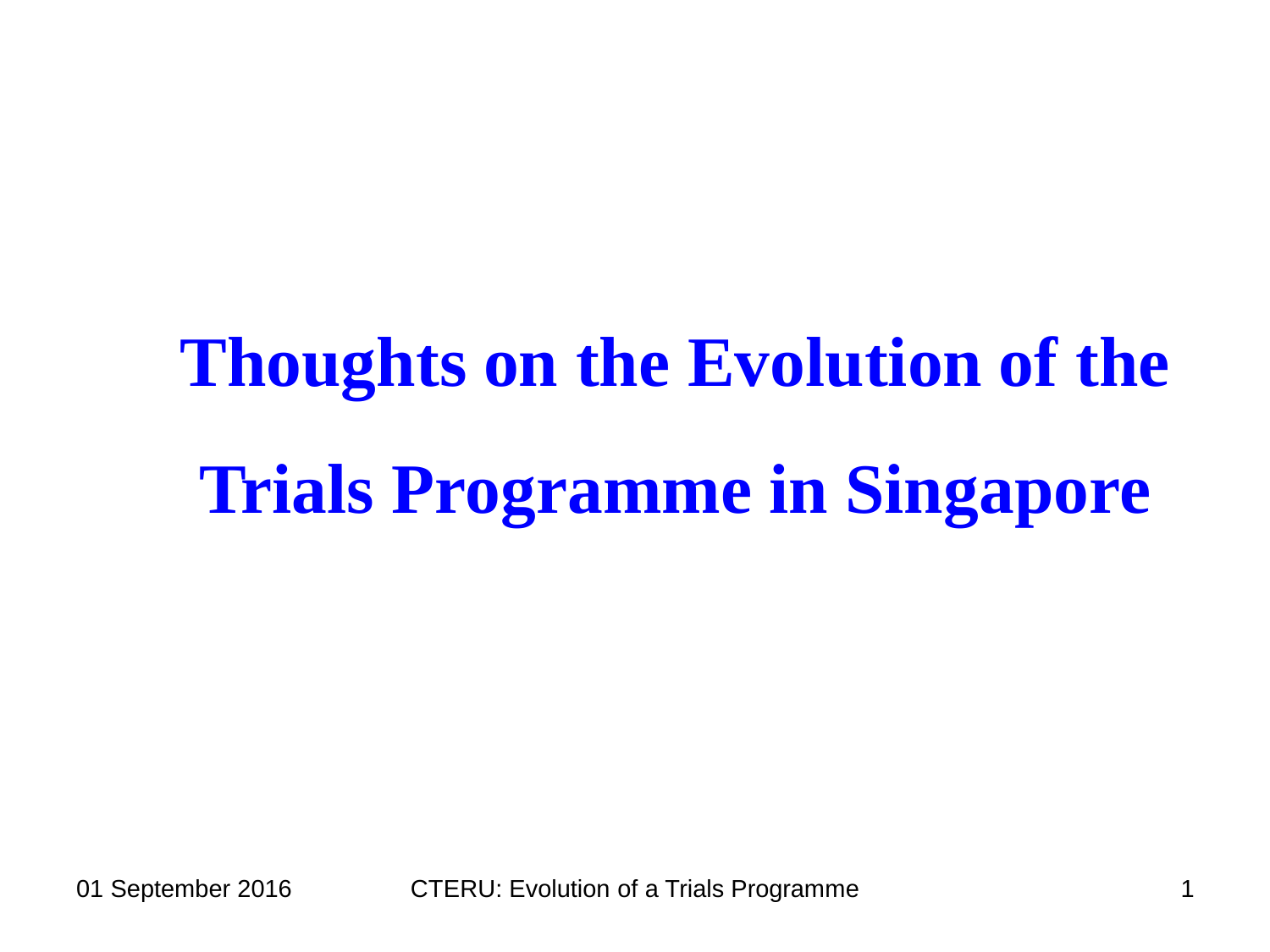# Thoughts on the Evolution of the Trials Programme in Singapore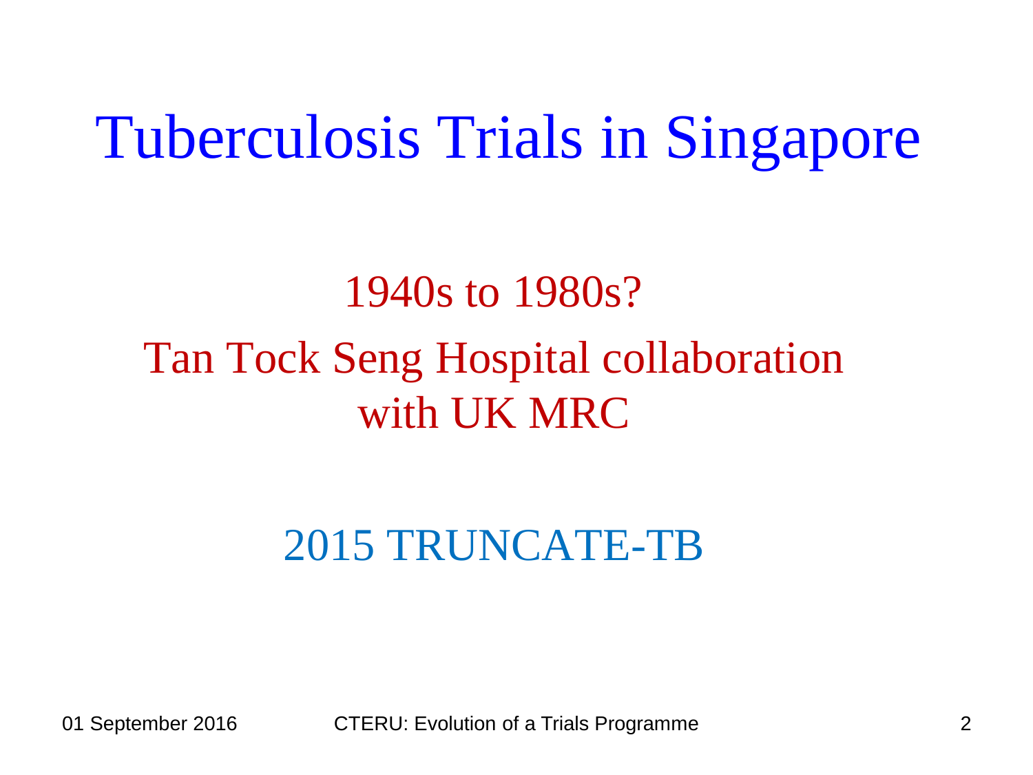# Tuberculosis Trials in Singapore

1940s to 1980s?

Tan Tock Seng Hospital collaboration with UK MRC

2015 TRUNCATE-TB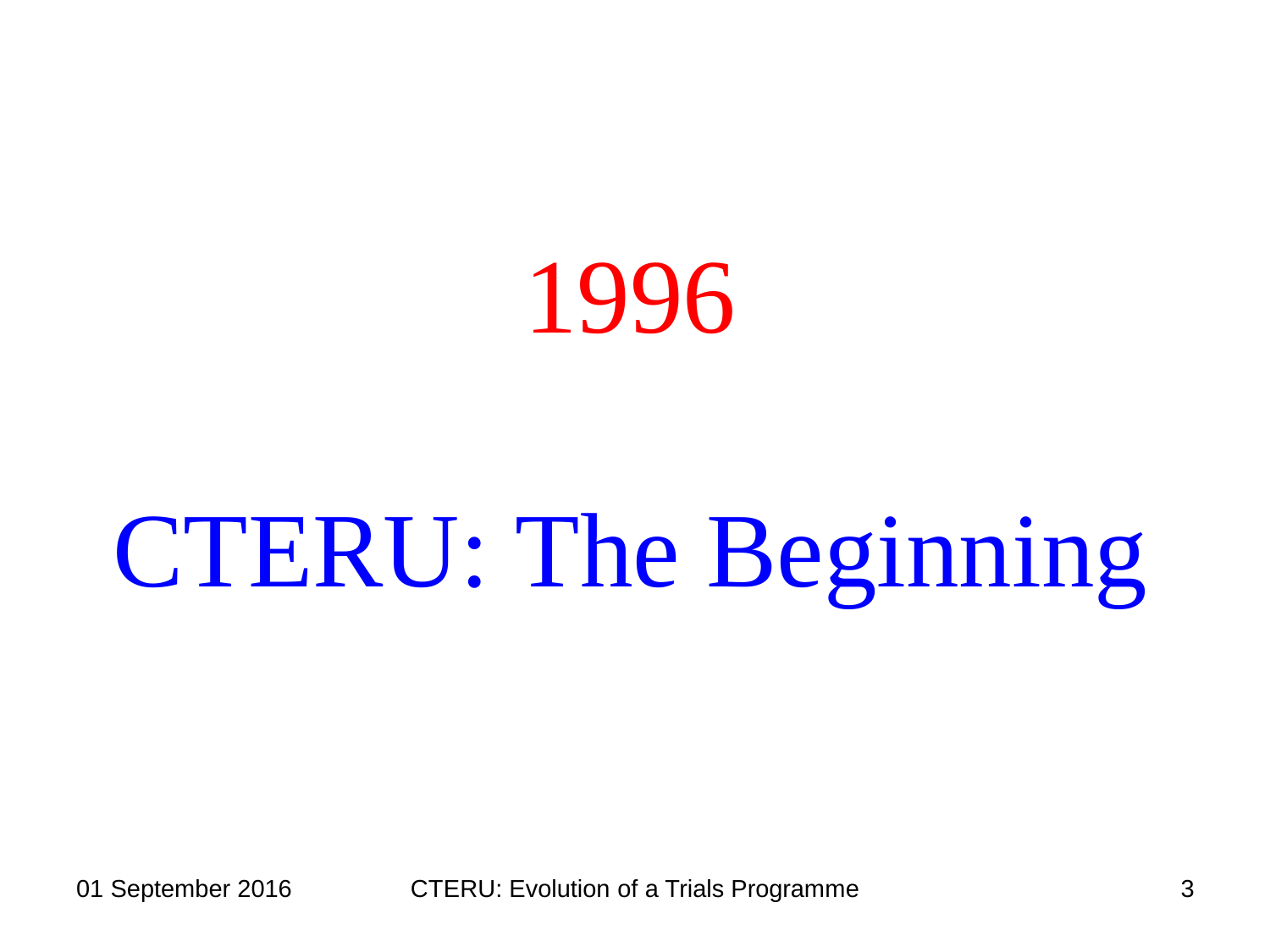# 1996

# CTERU: The Beginning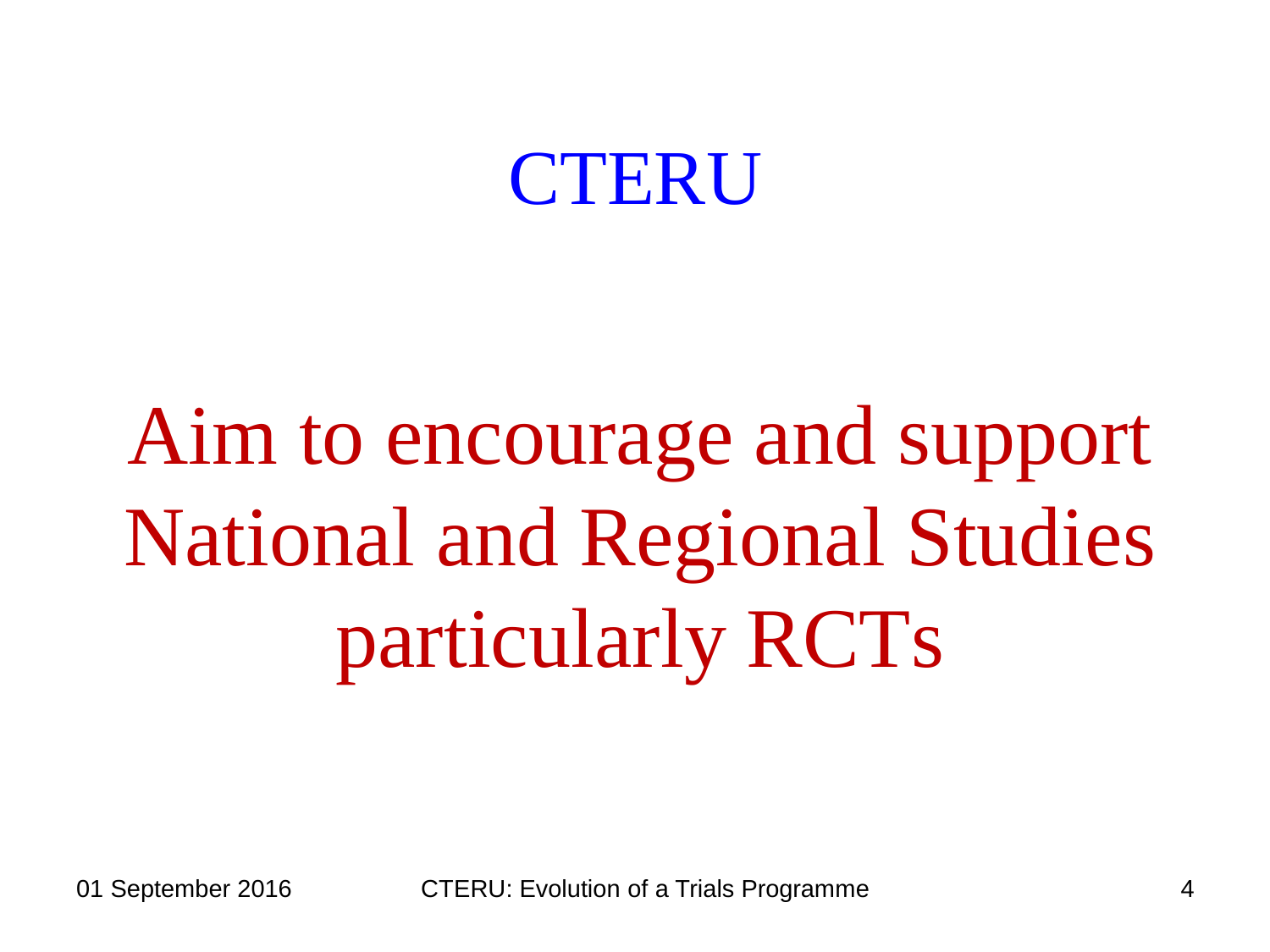# CTERU

Aim to encourage and support National and Regional Studies particularly RCTs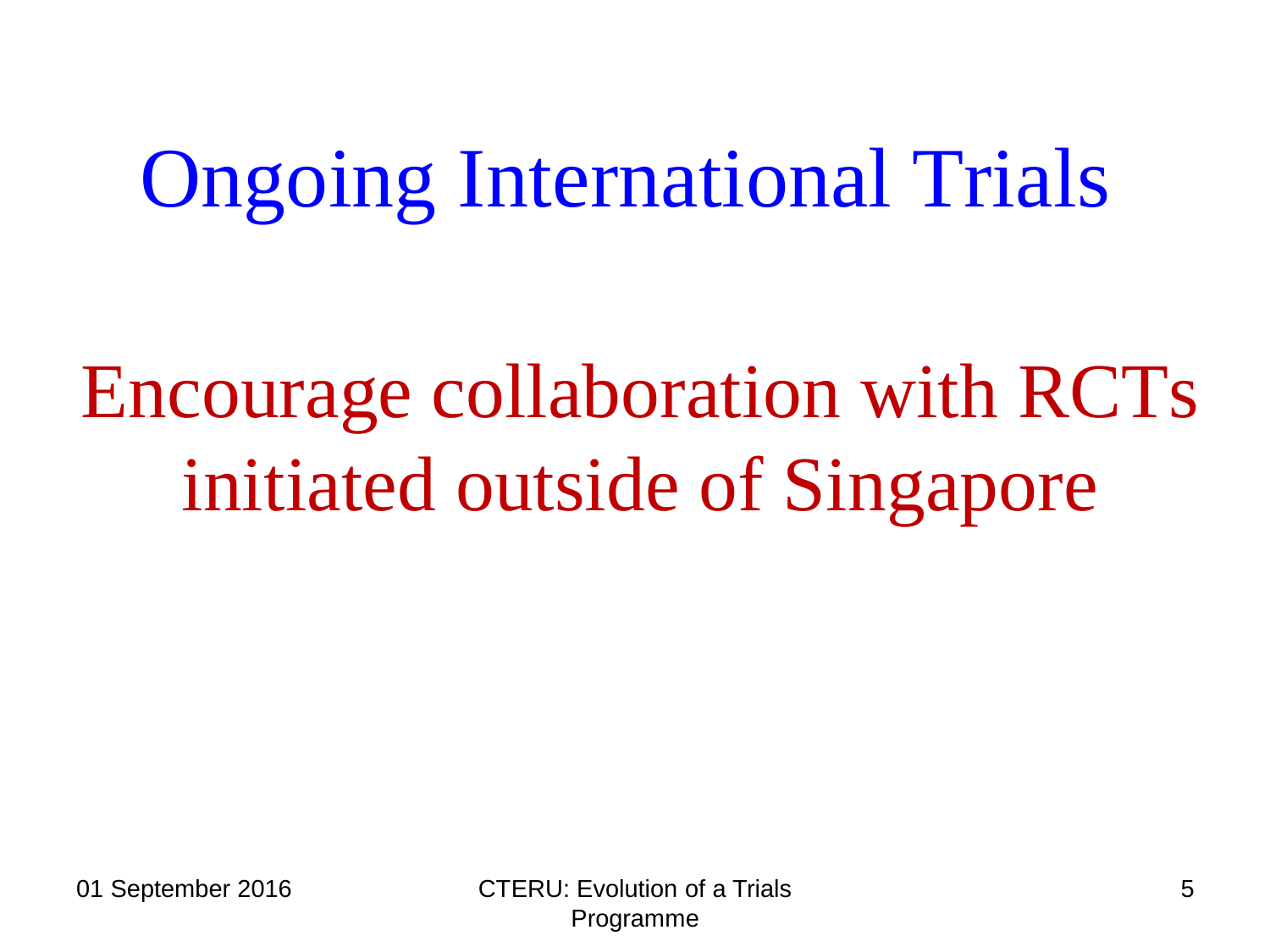# Ongoing International Trials

Encourage collaboration with RCTs initiated outside of Singapore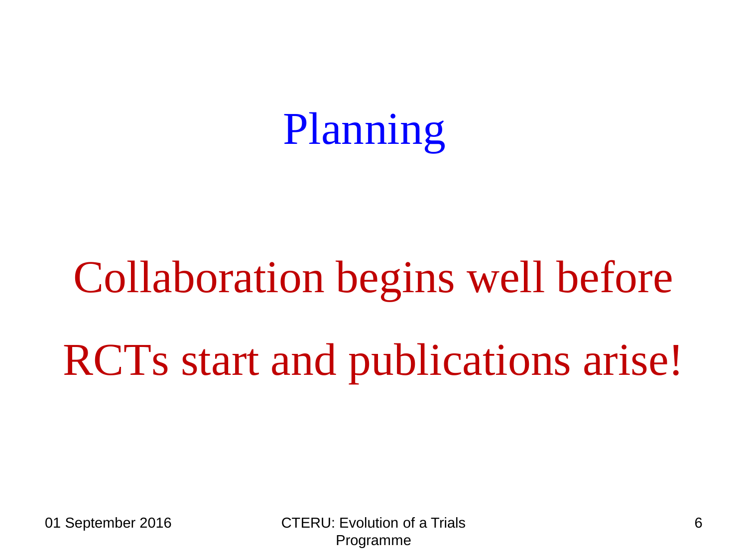# Planning

Collaboration begins well before RCTs start and publications arise!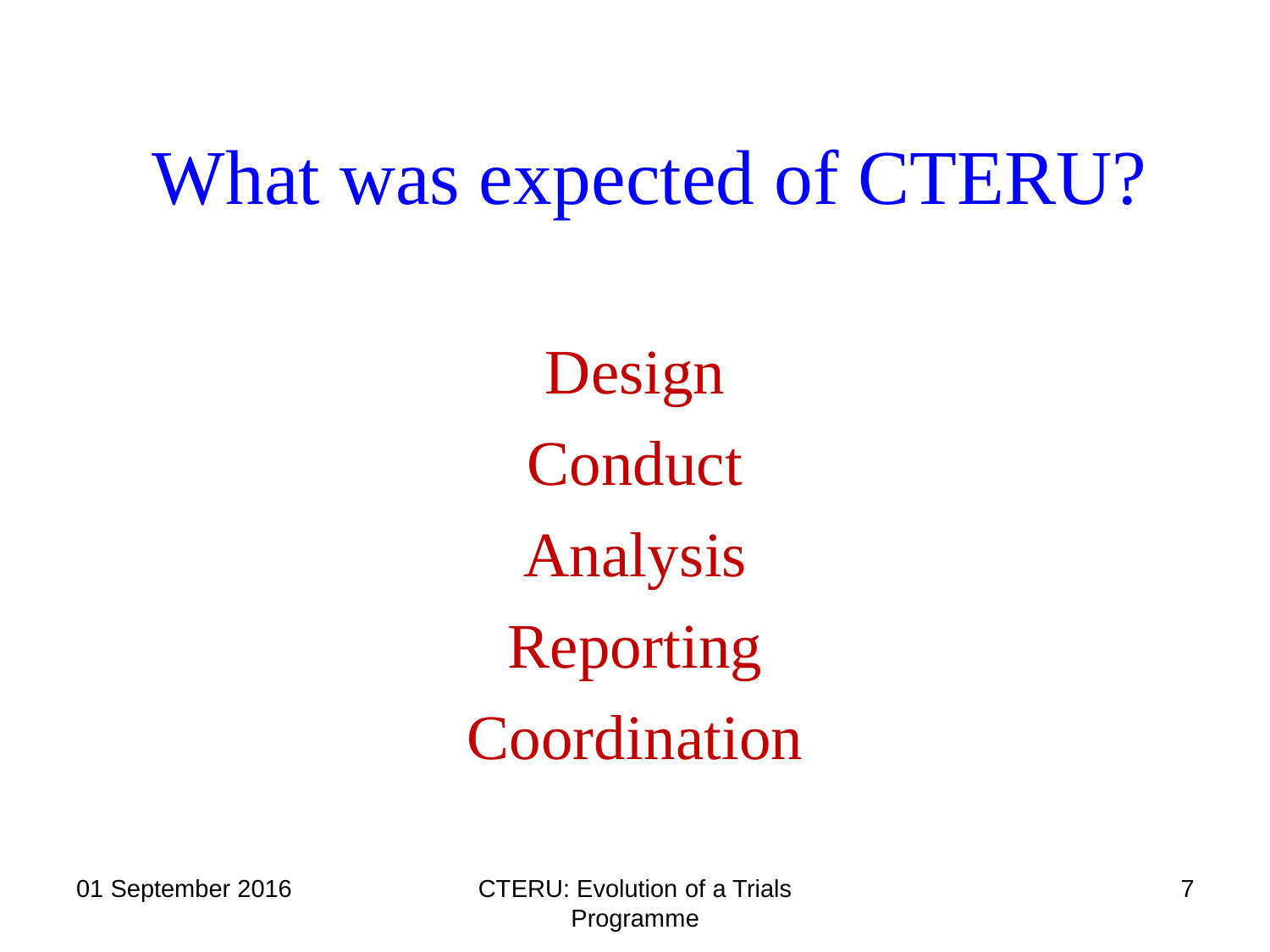# What was expected of CTERU?

Design

Conduct

Analysis

Reporting

Coordination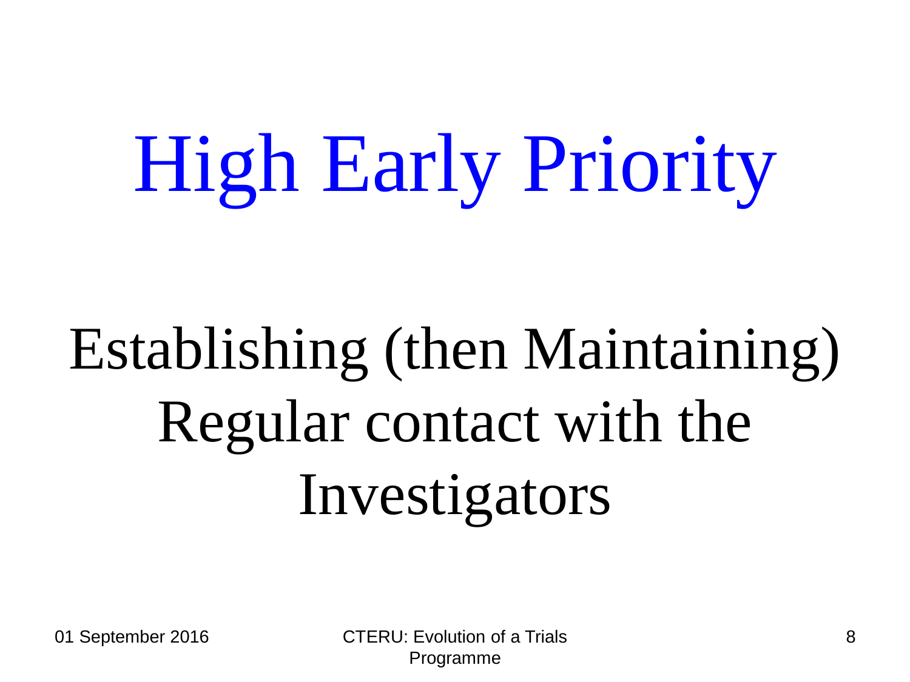# High Early Priority

Establishing (then Maintaining) Regular contact with the Investigators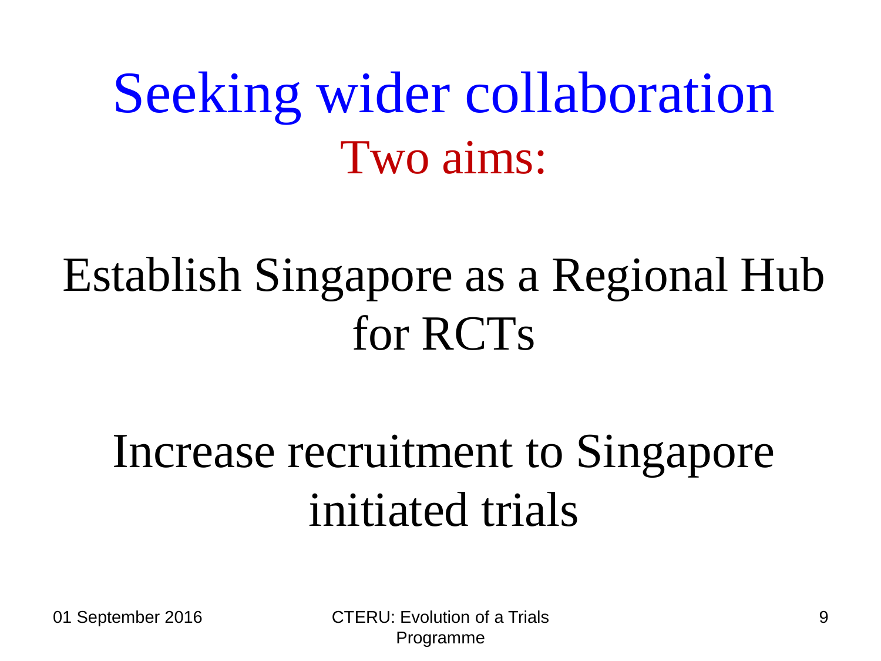# Seeking wider collaboration

## Two aims:

Establish Singapore as a Regional Hub for RCTs

Increase recruitment to Singapore initiated trials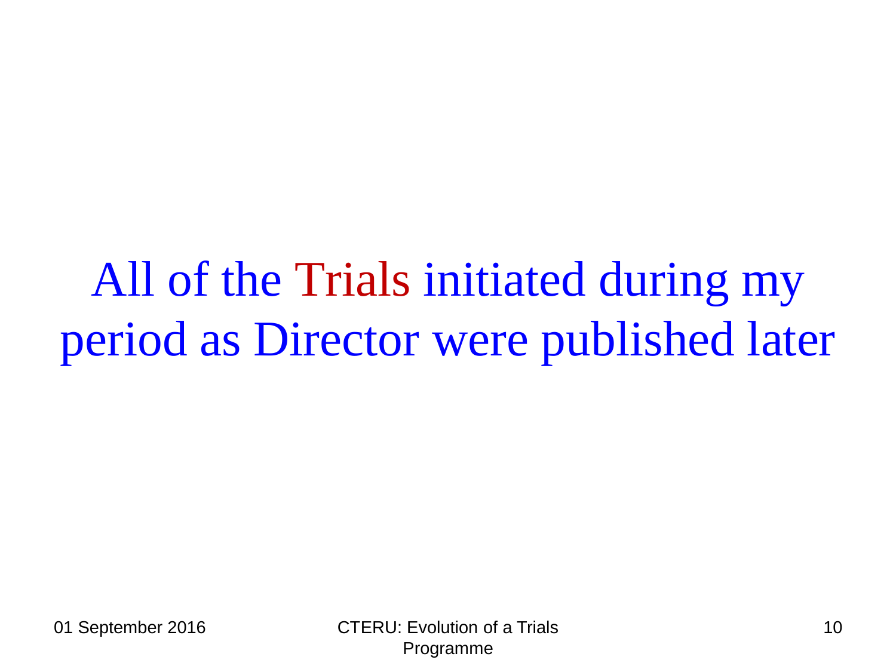All of the Trials initiated during my period as Director were published later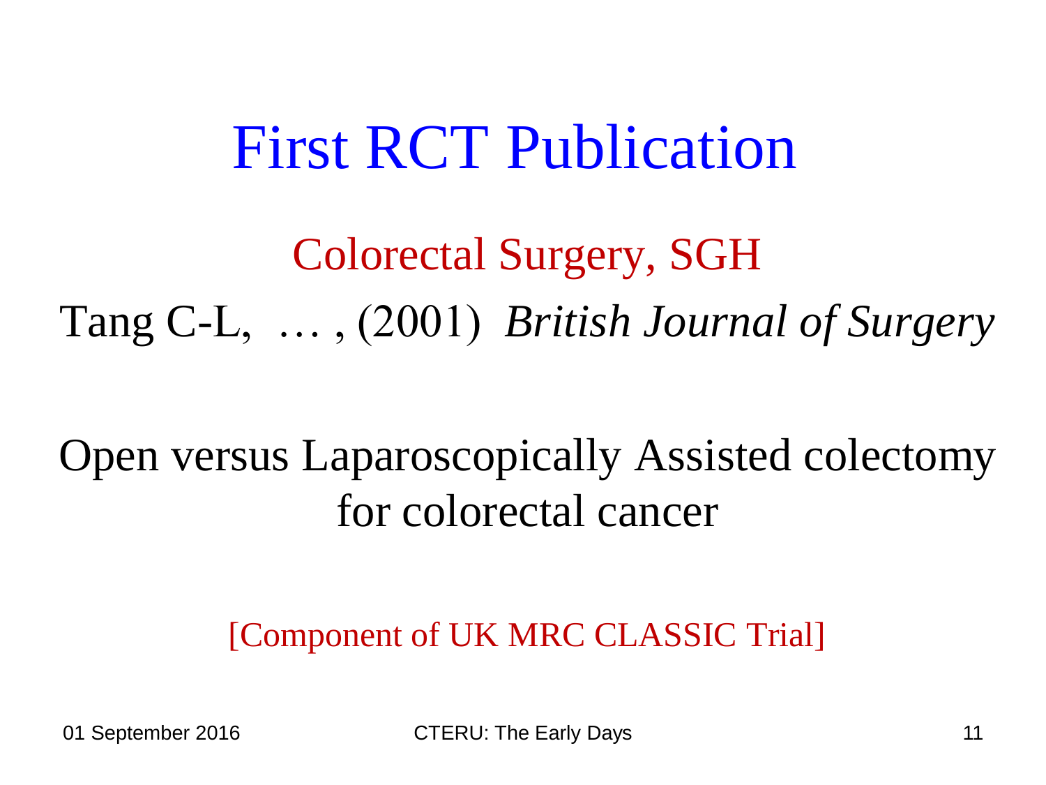# First RCT Publication

Colorectal Surgery, SGH

Tang C-L, … , (2001) *British Journal of Surgery*

Open versus Laparoscopically Assisted colectomy for colorectal cancer

[Component of UK MRC CLASSIC Trial]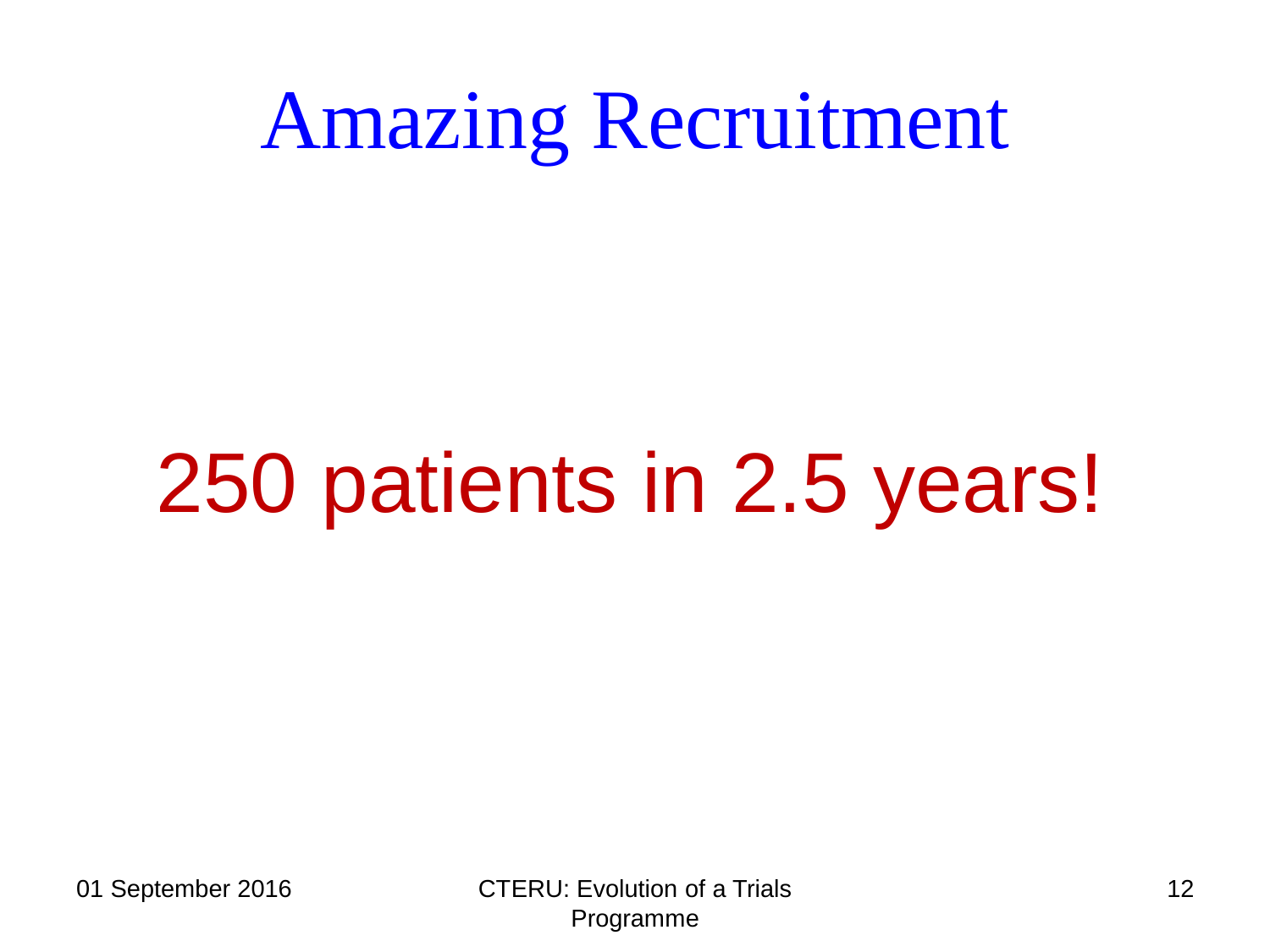# Amazing Recruitment

250 patients in 2.5 years!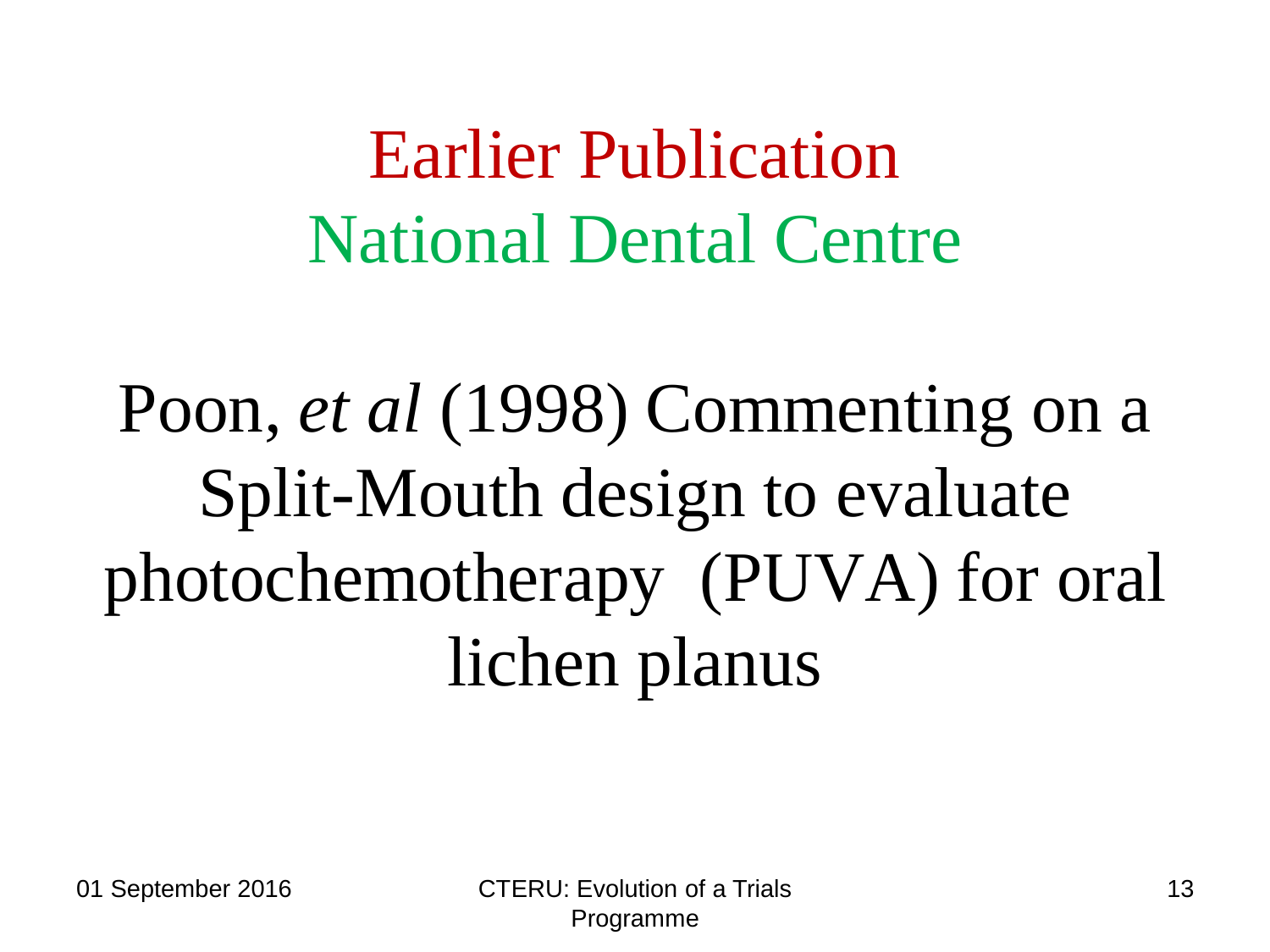# Earlier Publication
## National Dental Centre

Poon, *et al* (1998) Commenting on a Split-Mouth design to evaluate photochemotherapy (PUVA) for oral lichen planus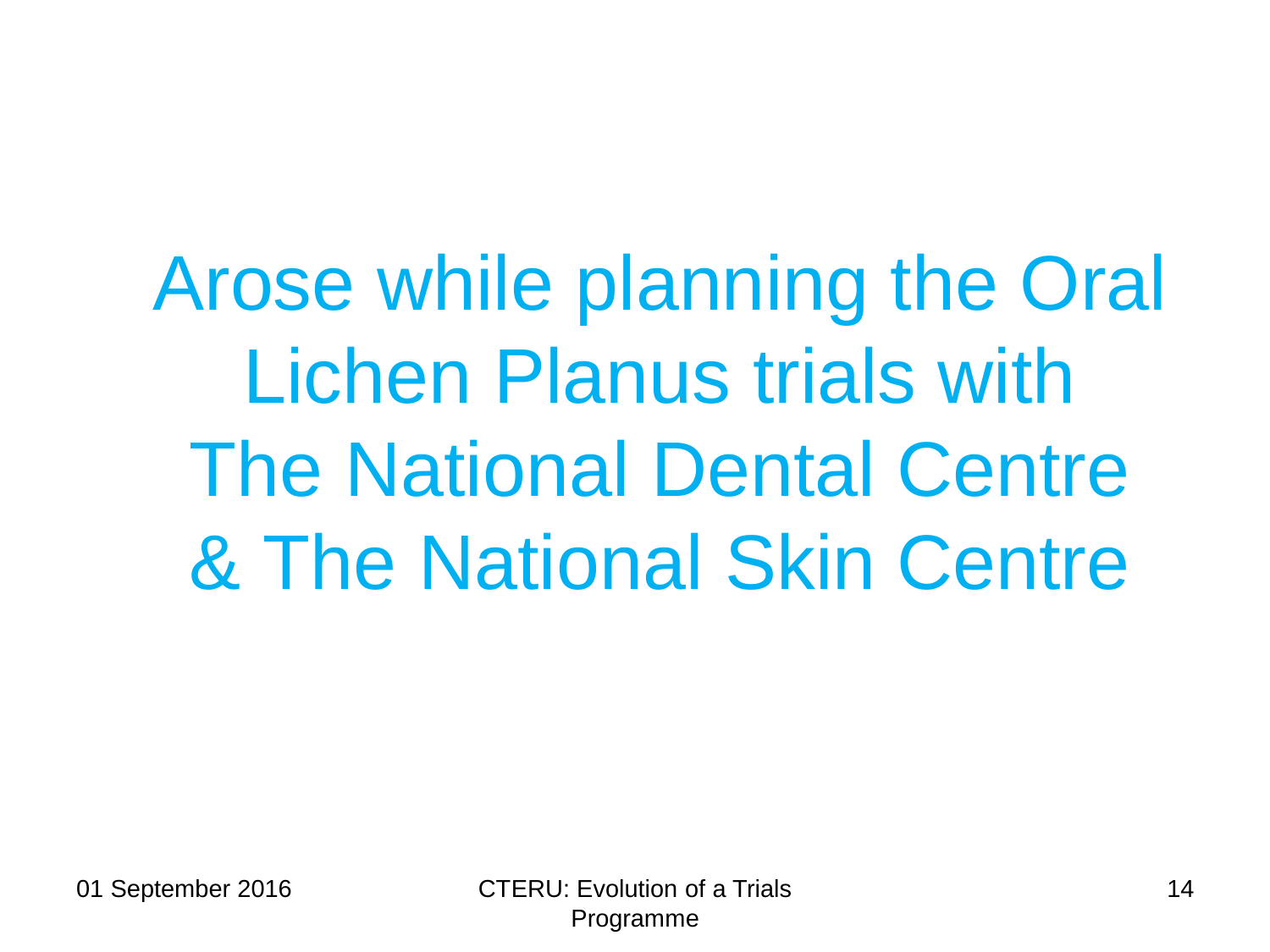Arose while planning the Oral Lichen Planus trials with The National Dental Centre & The National Skin Centre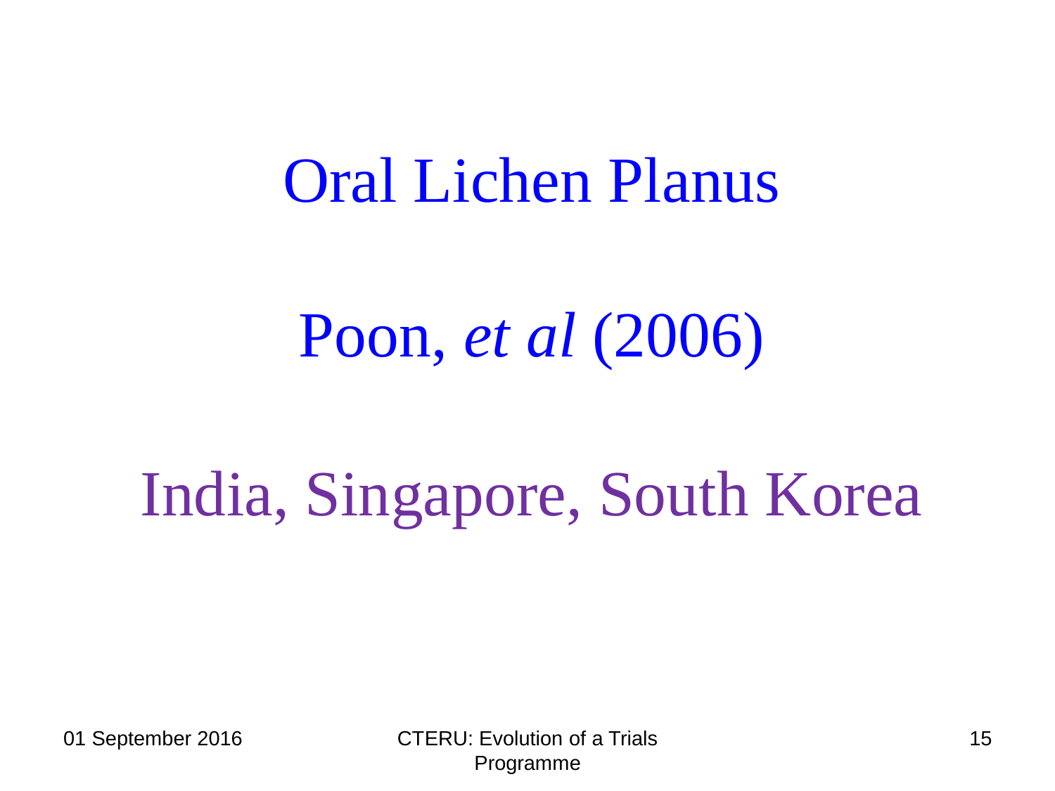# Oral Lichen Planus

Poon, *et al* (2006)

India, Singapore, South Korea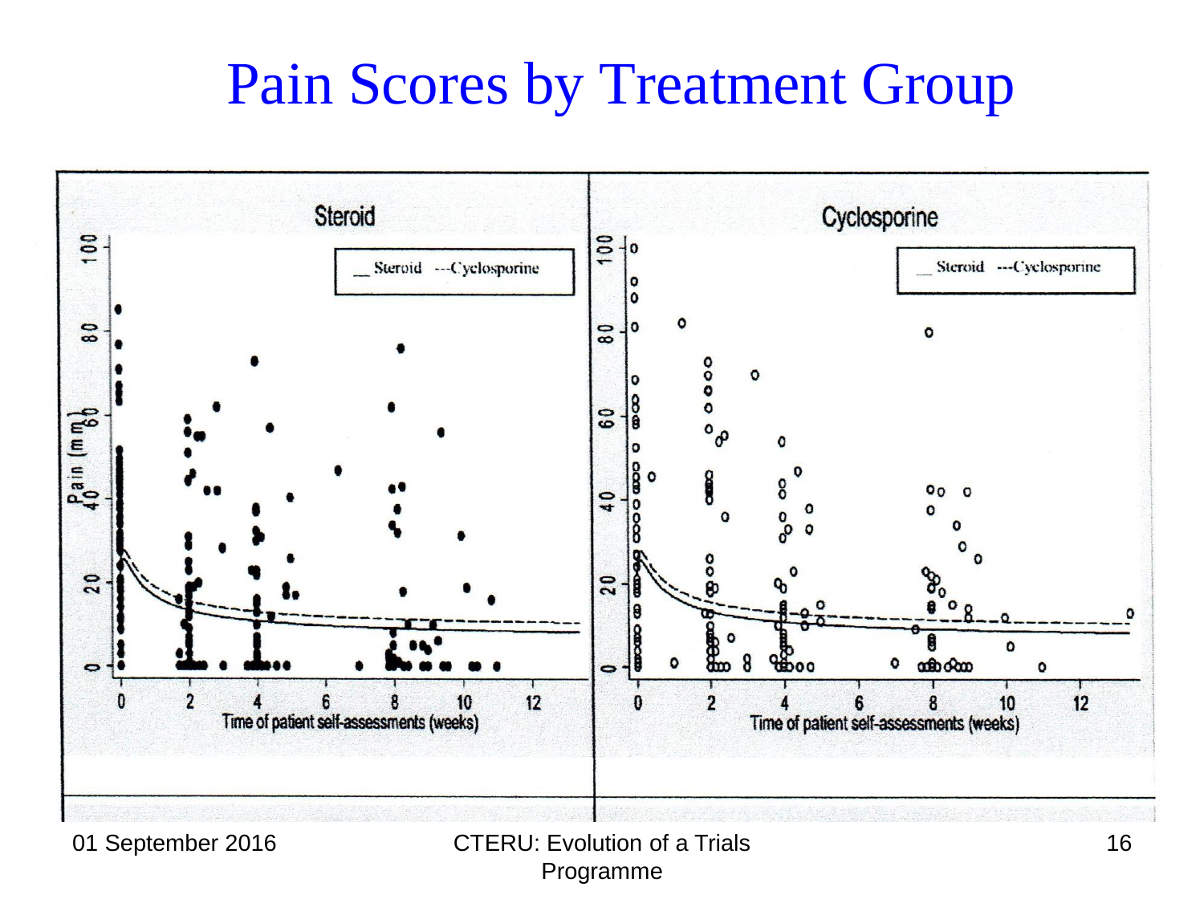# Pain Scores by Treatment Group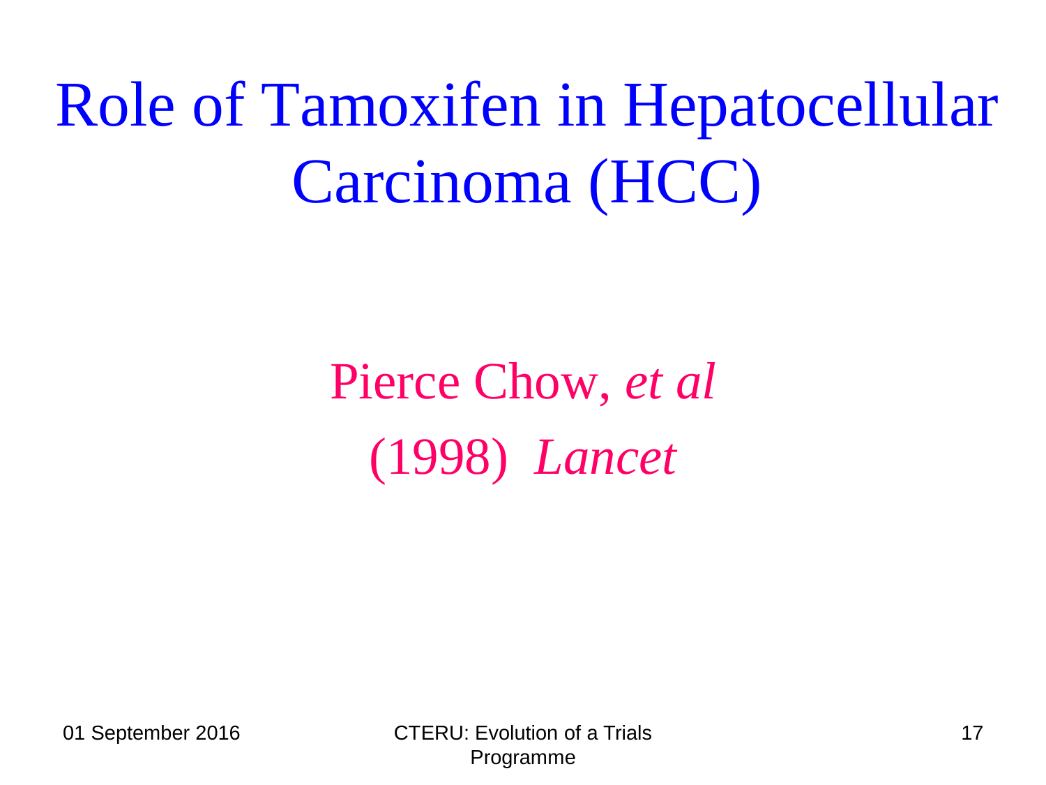# Role of Tamoxifen in Hepatocellular Carcinoma (HCC)

Pierce Chow, *et al*

(1998) *Lancet*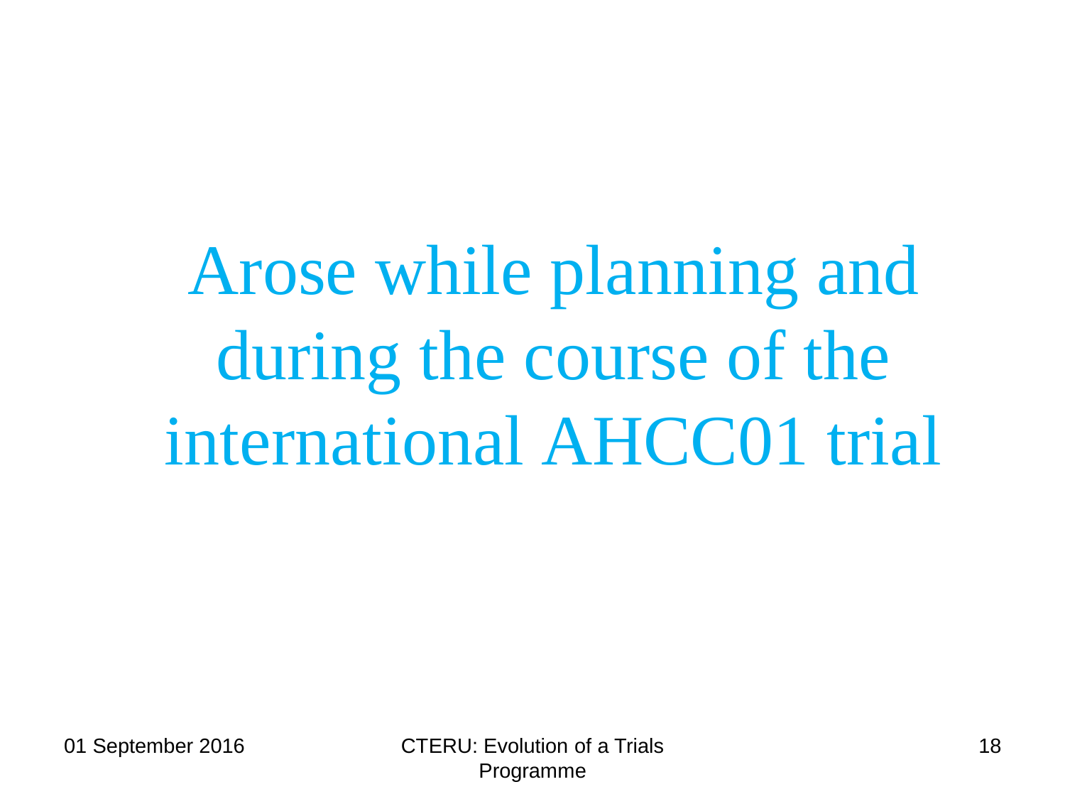Arose while planning and during the course of the international AHCC01 trial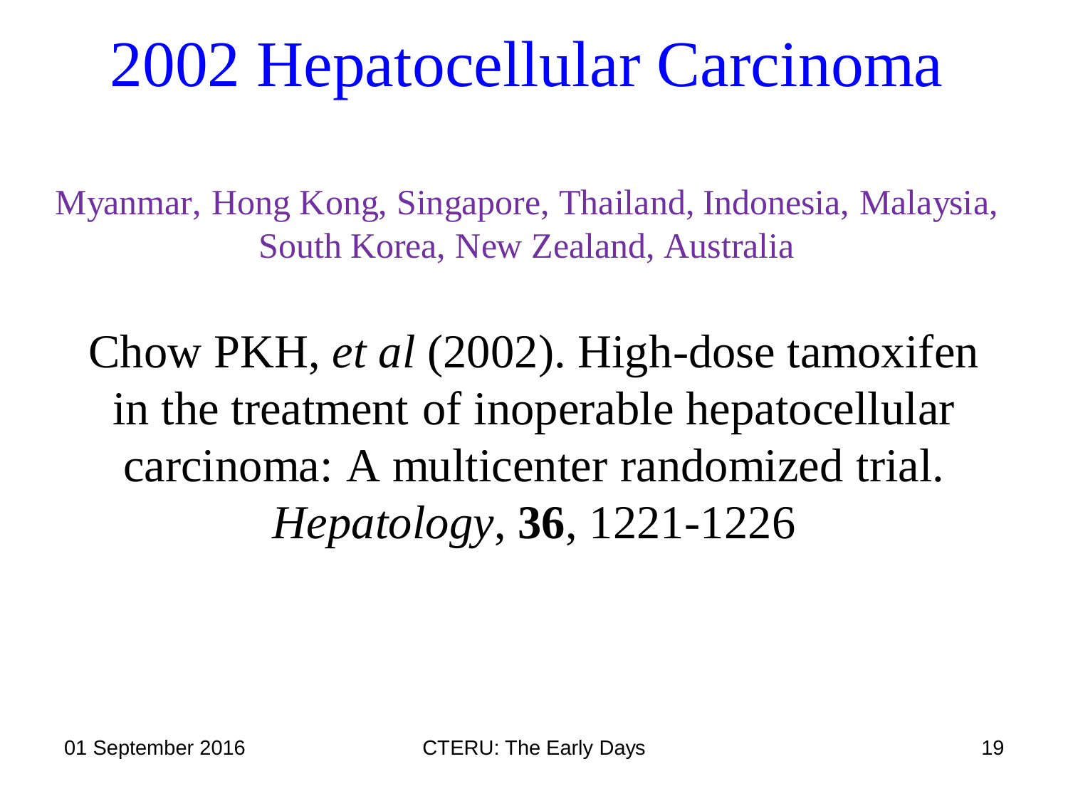# 2002 Hepatocellular Carcinoma

Myanmar, Hong Kong, Singapore, Thailand, Indonesia, Malaysia, South Korea, New Zealand, Australia

Chow PKH, *et al* (2002). High-dose tamoxifen in the treatment of inoperable hepatocellular carcinoma: A multicenter randomized trial. *Hepatology*, **36**, 1221-1226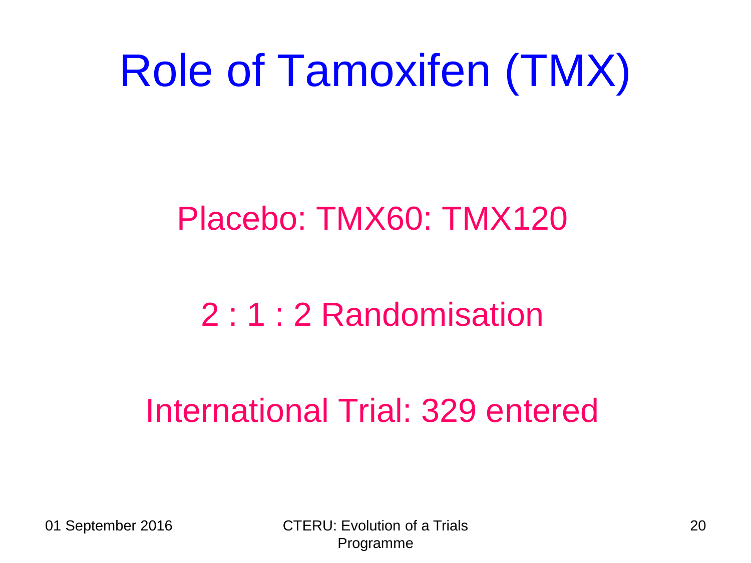# Role of Tamoxifen (TMX)

Placebo: TMX60: TMX120

2 : 1 : 2 Randomisation

International Trial: 329 entered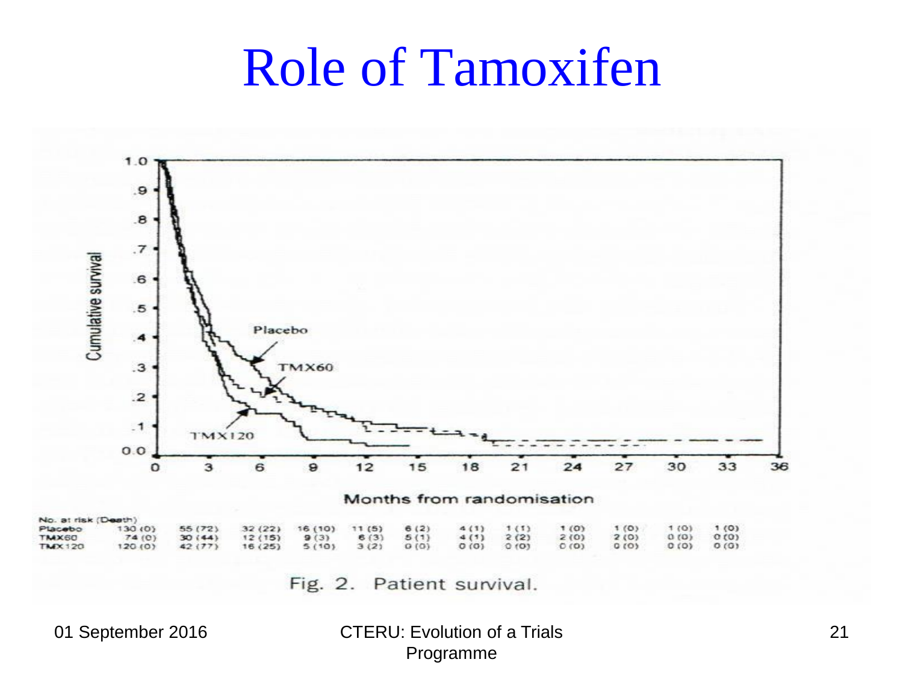# Role of Tamoxifen

No. at risk (Death)

| | 0 | 3 | 6 | 9 | 12 | 15 | 18 | 21 | 24 | 27 | 30 | 33 |
|---|---|---|---|---|---|---|---|---|---|---|---|---|
| Placebo | 130 (0) | 55 (72) | 32 (22) | 16 (10) | 11 (5) | 6 (2) | 4 (1) | 1 (1) | 1 (0) | 1 (0) | 1 (0) | 1 (0) |
| TMX60 | 74 (0) | 30 (44) | 12 (15) | 9 (3) | 6 (3) | 5 (1) | 4 (1) | 2 (2) | 2 (0) | 2 (0) | 0 (0) | 0 (0) |
| TMX120 | 120 (0) | 42 (77) | 16 (25) | 5 (10) | 3 (2) | 0 (0) | 0 (0) | 0 (0) | 0 (0) | 0 (0) | 0 (0) | 0 (0) |

Fig. 2. Patient survival.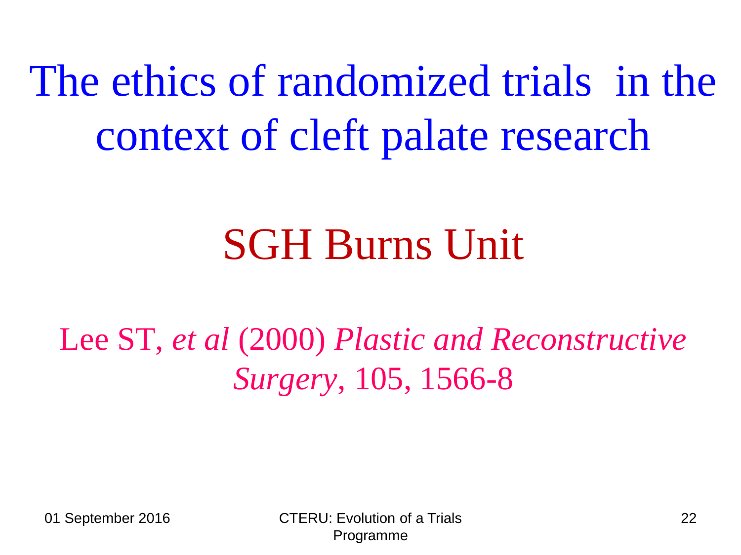# The ethics of randomized trials in the context of cleft palate research

## SGH Burns Unit

Lee ST, *et al* (2000) *Plastic and Reconstructive Surgery*, 105, 1566-8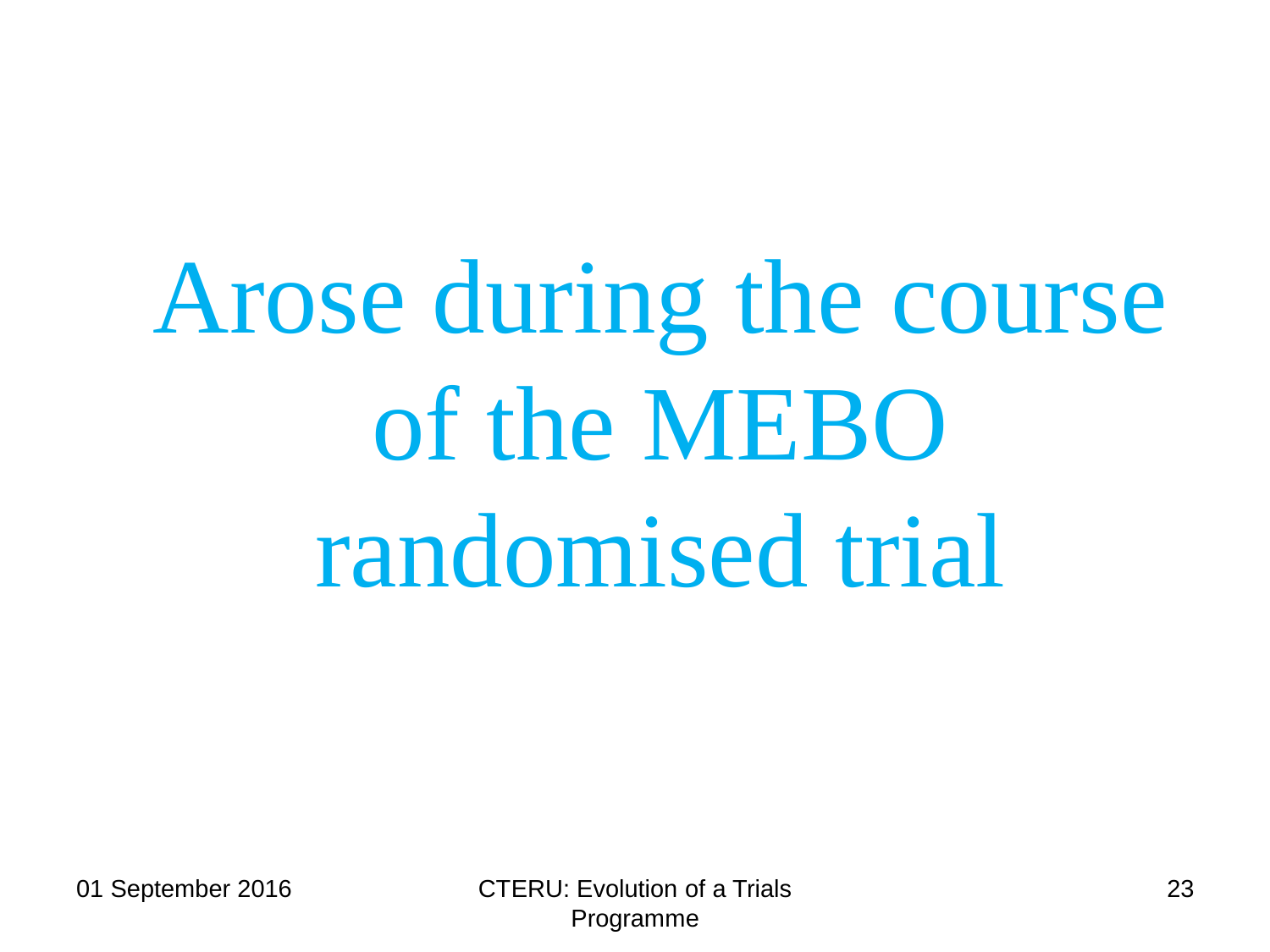# Arose during the course of the MEBO randomised trial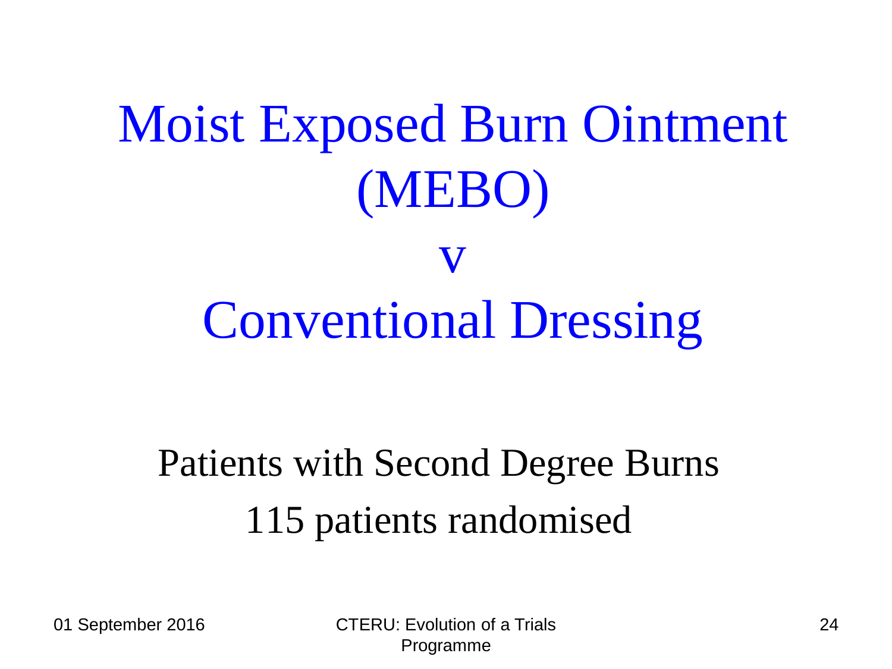# Moist Exposed Burn Ointment (MEBO)

# v

# Conventional Dressing

Patients with Second Degree Burns

115 patients randomised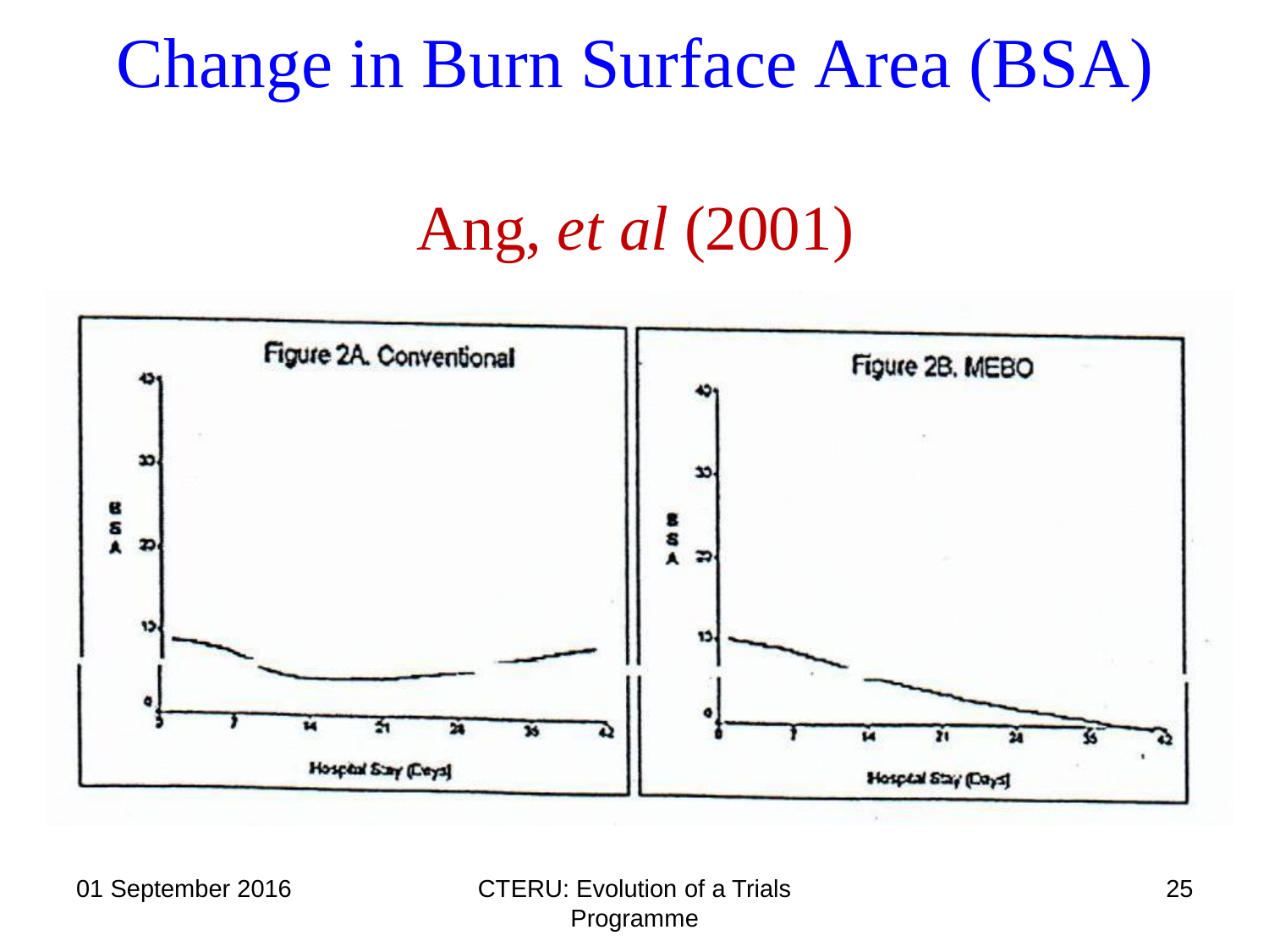# Change in Burn Surface Area (BSA)

## Ang, *et al* (2001)

Figure 2A. Conventional

Figure 2B. MEBO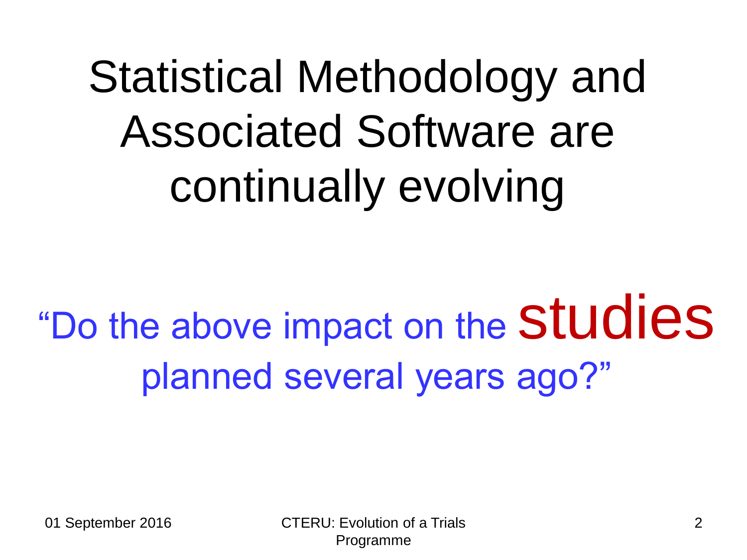# Statistical Methodology and Associated Software are continually evolving

"Do the above impact on the **studies** planned several years ago?"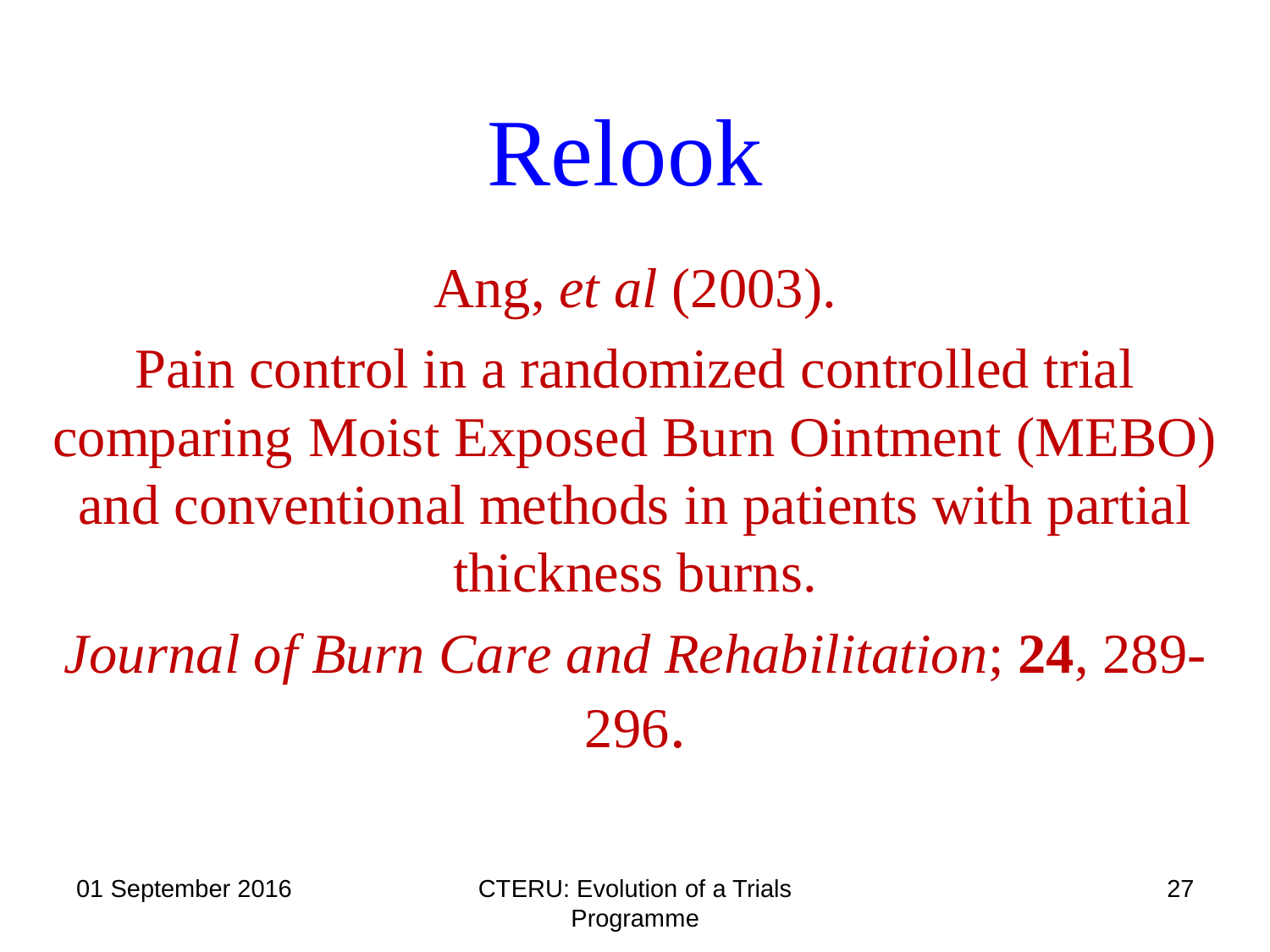# Relook

Ang, *et al* (2003).

Pain control in a randomized controlled trial comparing Moist Exposed Burn Ointment (MEBO) and conventional methods in patients with partial thickness burns.

*Journal of Burn Care and Rehabilitation*; **24**, 289-296.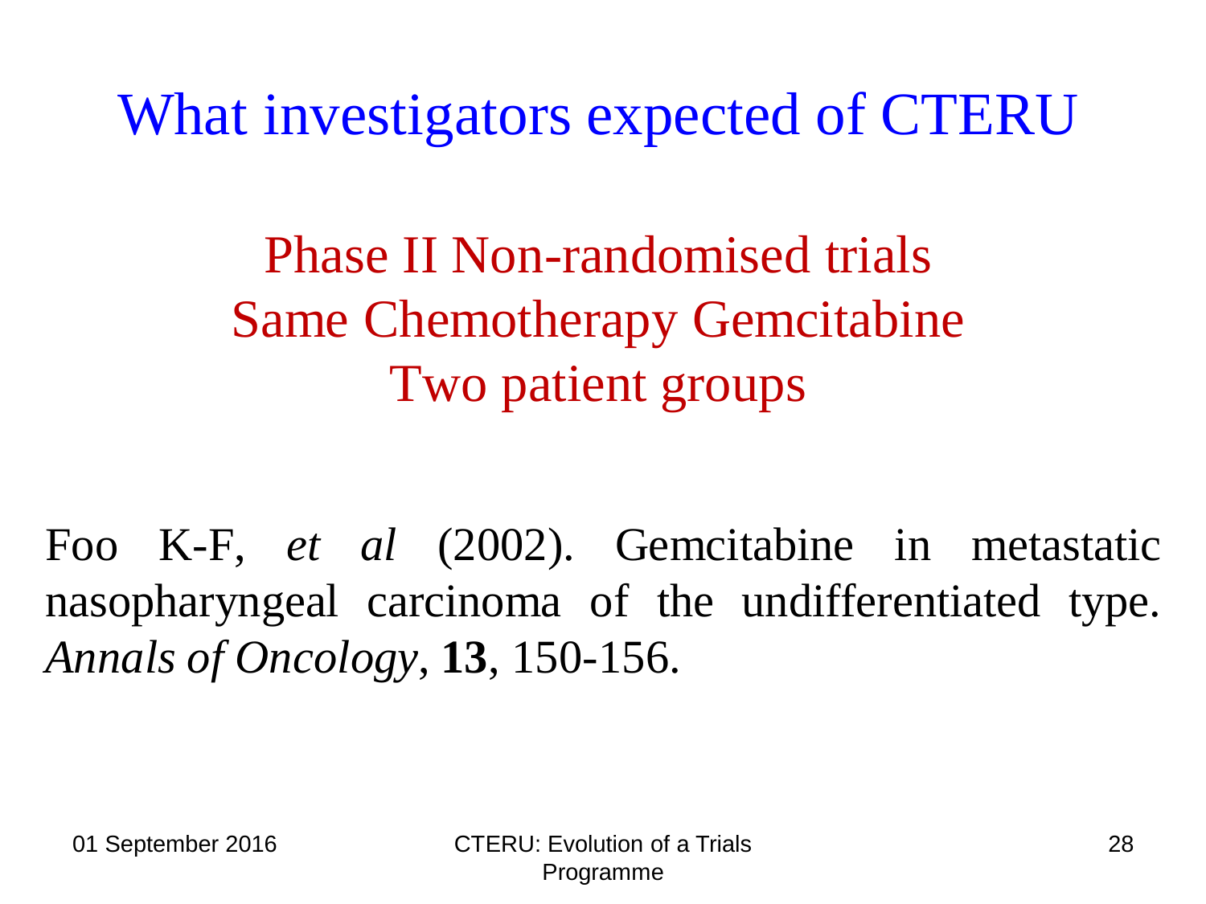# What investigators expected of CTERU

Phase II Non-randomised trials
Same Chemotherapy Gemcitabine
Two patient groups

Foo K-F, *et al* (2002). Gemcitabine in metastatic nasopharyngeal carcinoma of the undifferentiated type. *Annals of Oncology*, **13**, 150-156.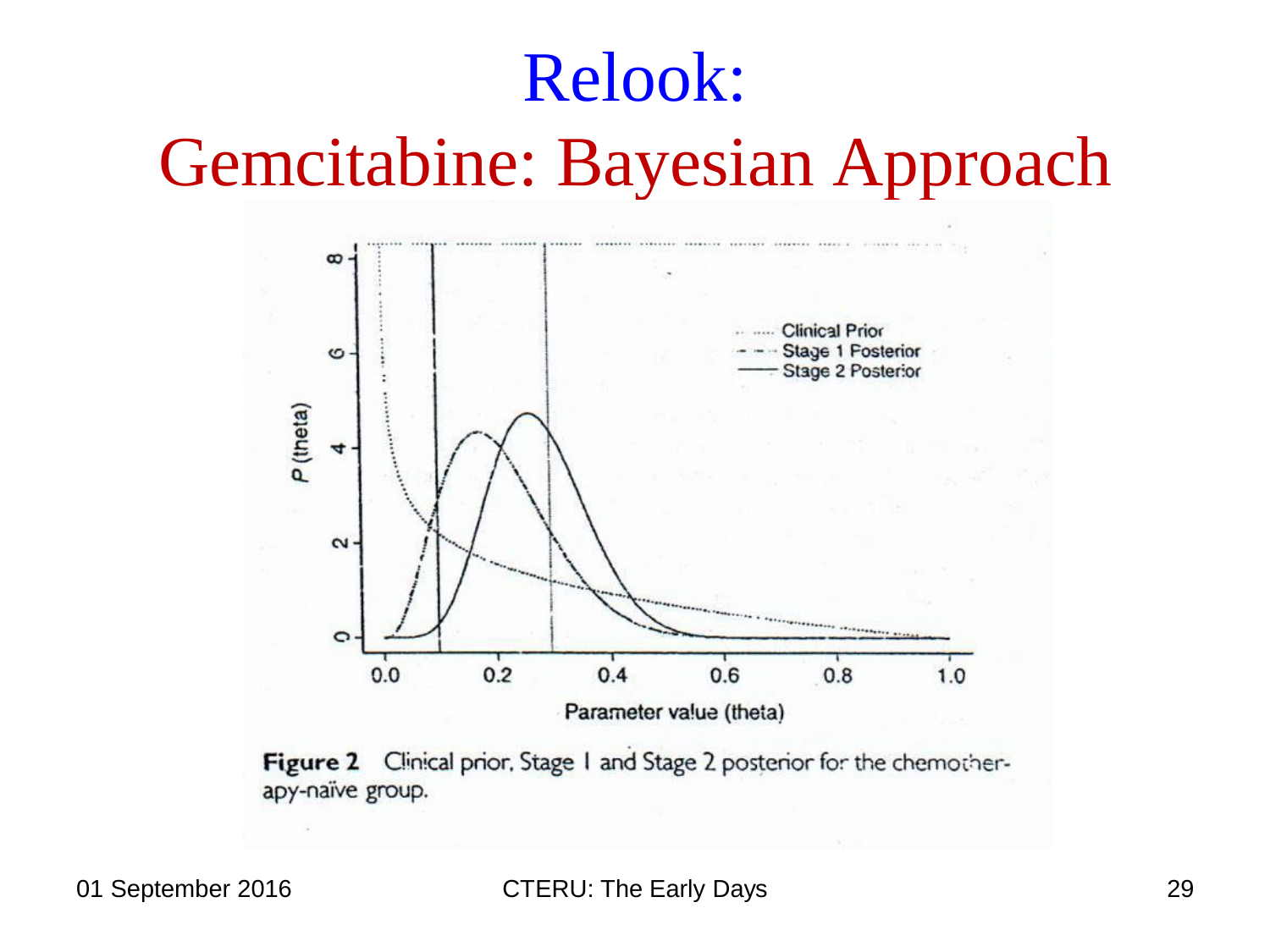# Relook:

## Gemcitabine: Bayesian Approach

**Figure 2** Clinical prior, Stage I and Stage 2 posterior for the chemotherapy-naïve group.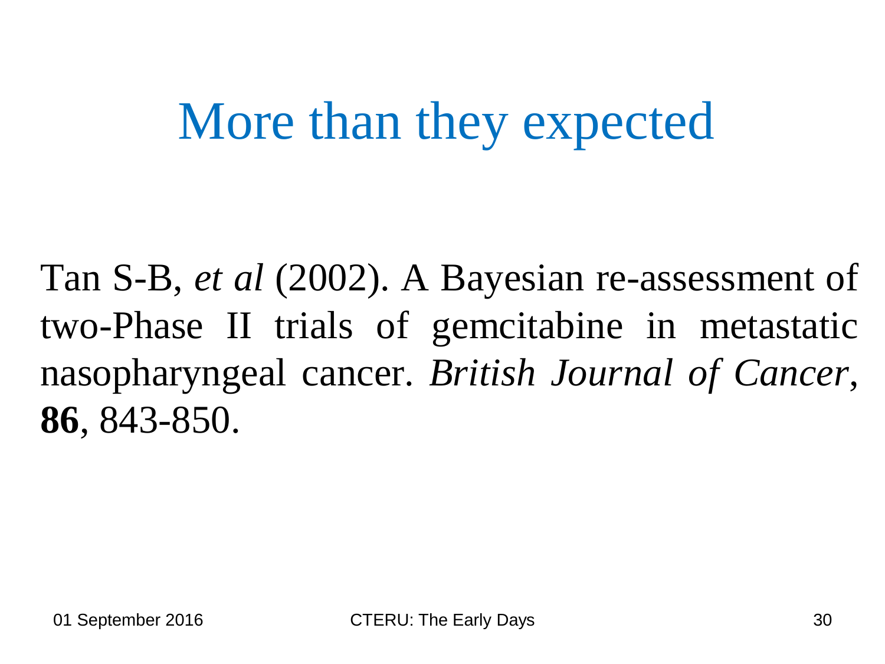# More than they expected

Tan S-B, *et al* (2002). A Bayesian re-assessment of two-Phase II trials of gemcitabine in metastatic nasopharyngeal cancer. *British Journal of Cancer*, **86**, 843-850.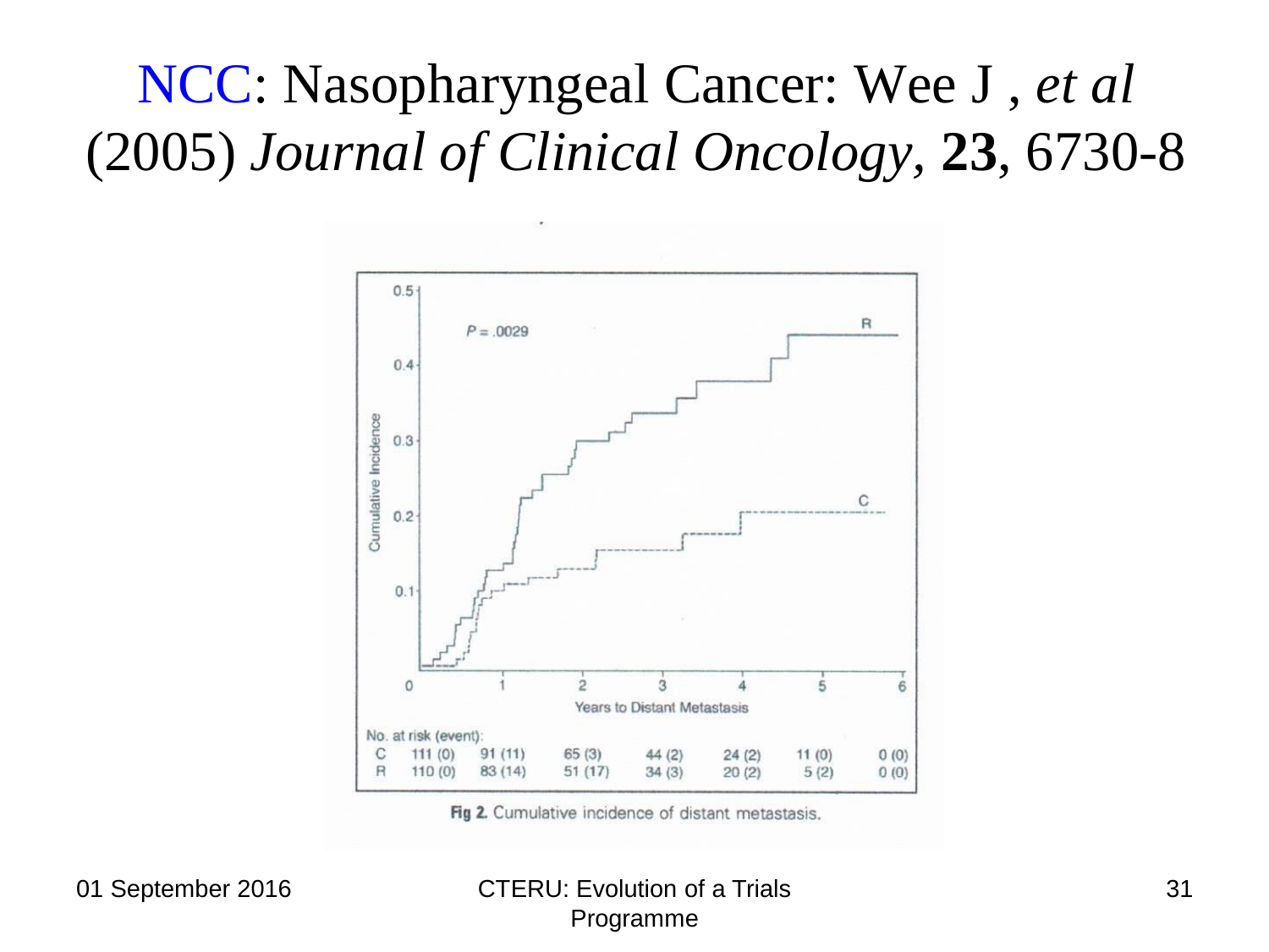# NCC: Nasopharyngeal Cancer: Wee J , *et al* (2005) *Journal of Clinical Oncology*, **23**, 6730-8

| No. at risk (event): | 0 | 1 | 2 | 3 | 4 | 5 | 6 |
|---|---|---|---|---|---|---|---|
| C | 111 (0) | 91 (11) | 65 (3) | 44 (2) | 24 (2) | 11 (0) | 0 (0) |
| R | 110 (0) | 83 (14) | 51 (17) | 34 (3) | 20 (2) | 5 (2) | 0 (0) |

**Fig 2.** Cumulative incidence of distant metastasis.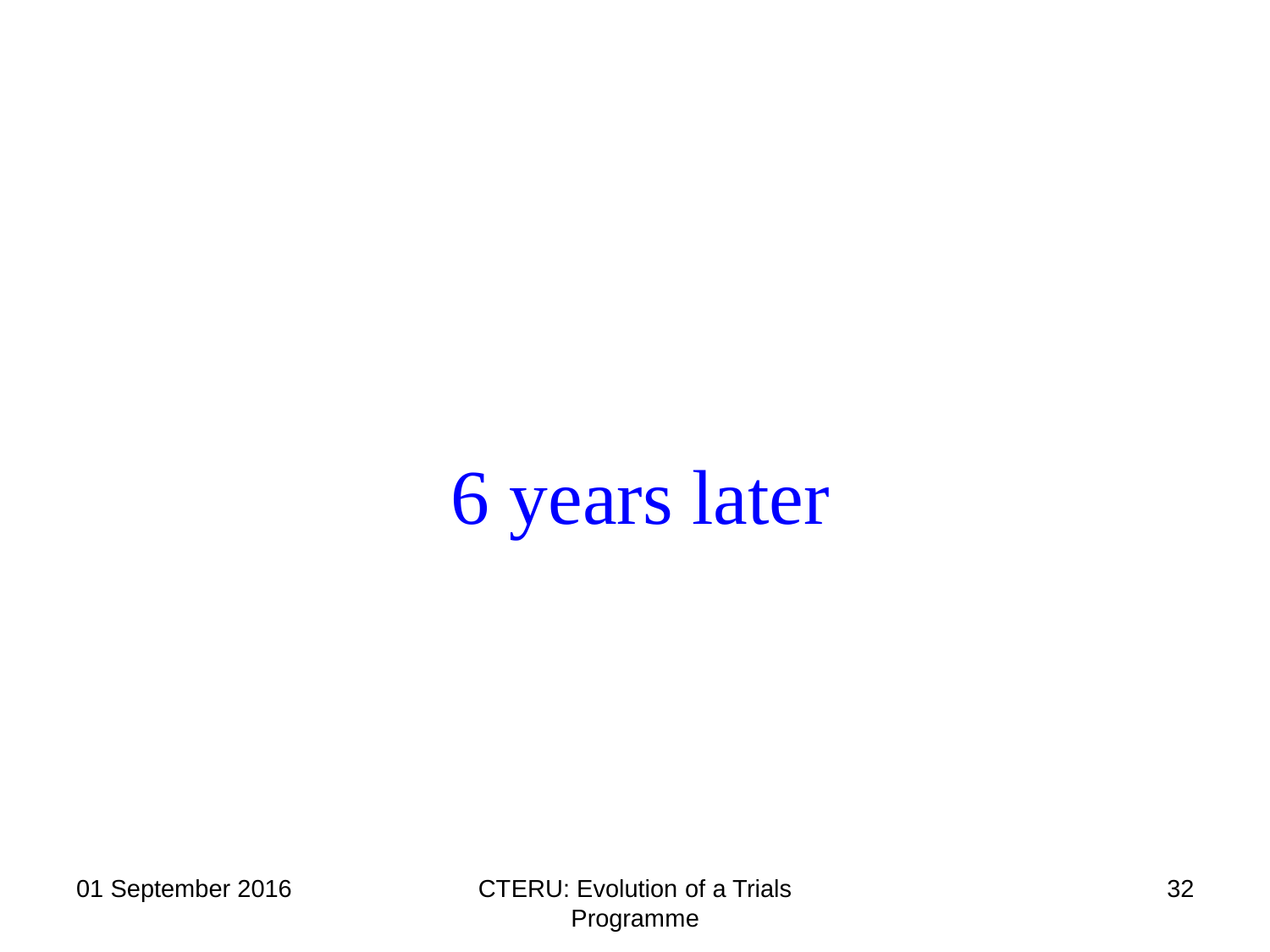# 6 years later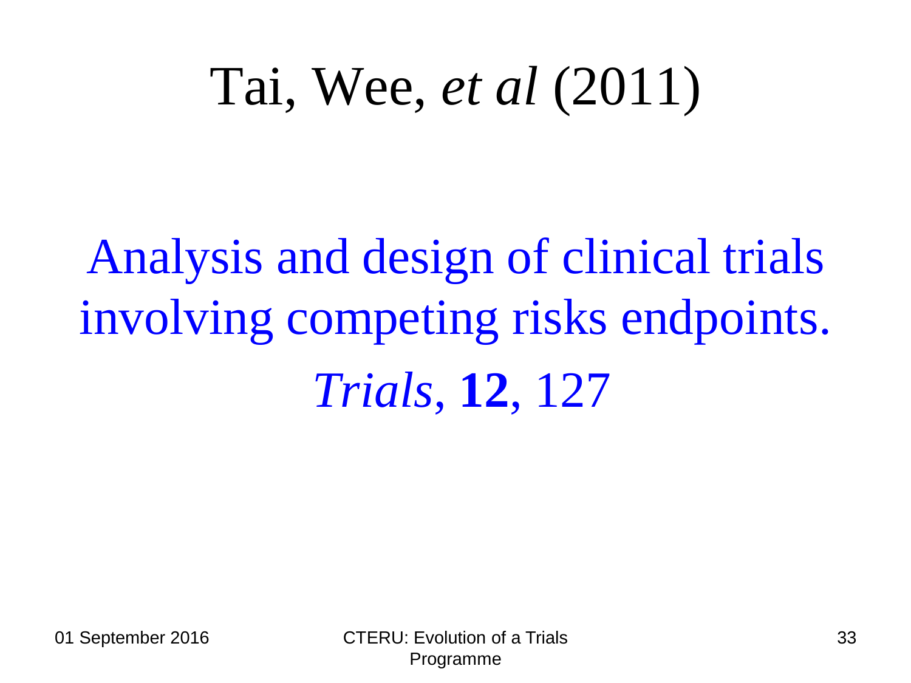# Tai, Wee, *et al* (2011)

Analysis and design of clinical trials involving competing risks endpoints. *Trials*, **12**, 127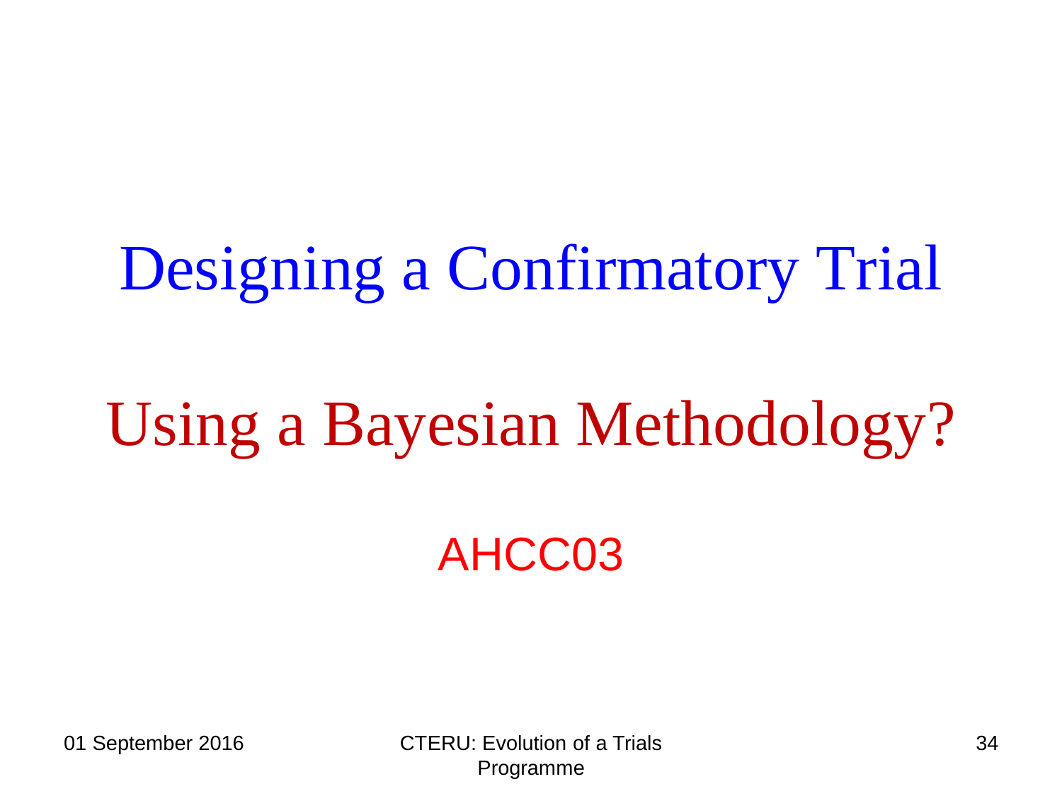# Designing a Confirmatory Trial

## Using a Bayesian Methodology?

AHCC03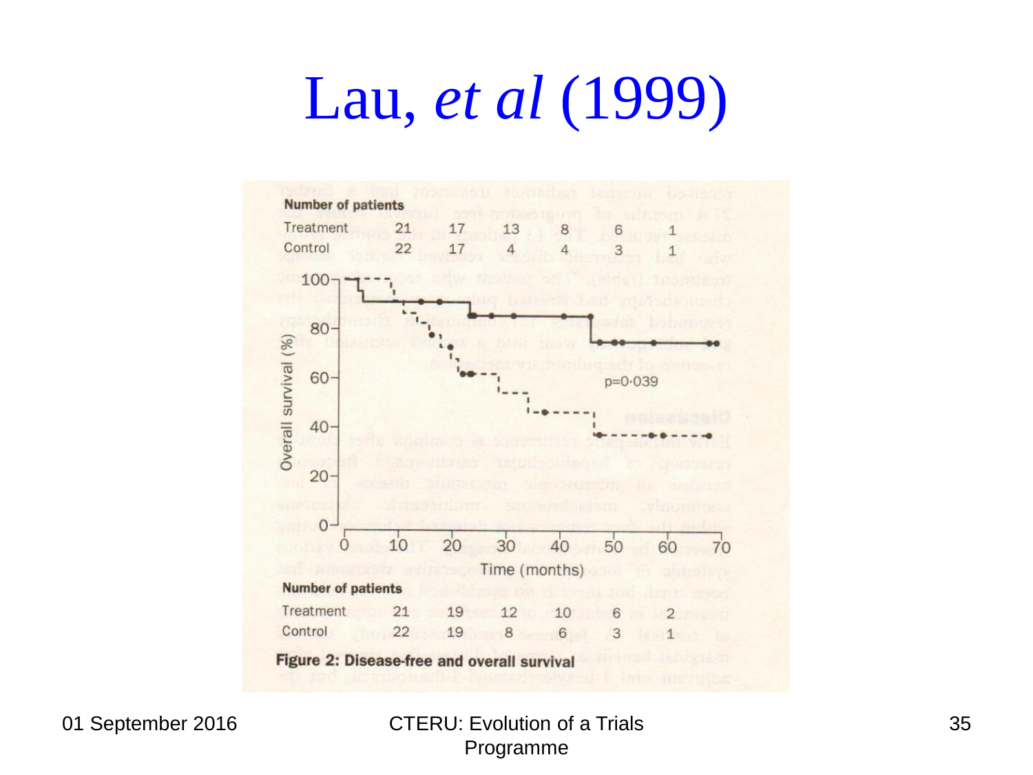# Lau, *et al* (1999)

**Number of patients**

| | | | | | | |
|---|---|---|---|---|---|---|
| Treatment | 21 | 17 | 13 | 8 | 6 | 1 |
| Control | 22 | 17 | 4 | 4 | 3 | 1 |

p=0·039

Overall survival (%)

Time (months)

**Number of patients**

| | | | | | | |
|---|---|---|---|---|---|---|
| Treatment | 21 | 19 | 12 | 10 | 6 | 2 |
| Control | 22 | 19 | 8 | 6 | 3 | 1 |

**Figure 2: Disease-free and overall survival**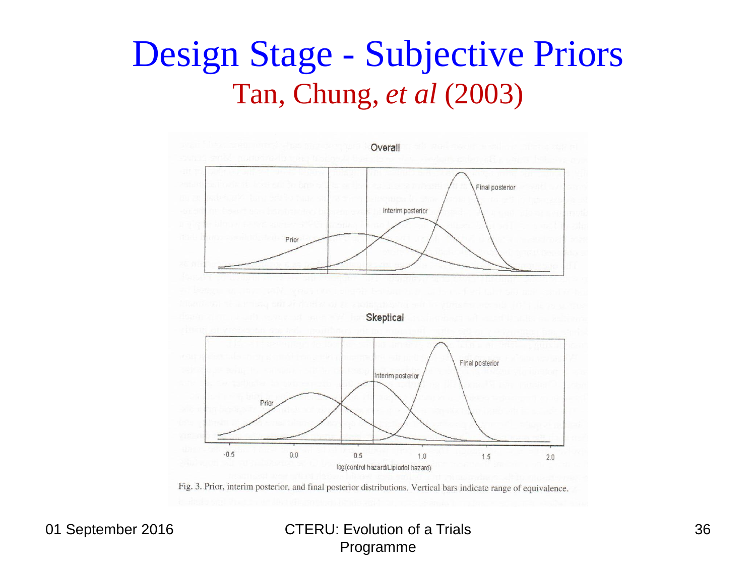# Design Stage - Subjective Priors

## Tan, Chung, *et al* (2003)

Overall

Skeptical

log(control hazard/Lipiodol hazard)

Fig. 3. Prior, interim posterior, and final posterior distributions. Vertical bars indicate range of equivalence.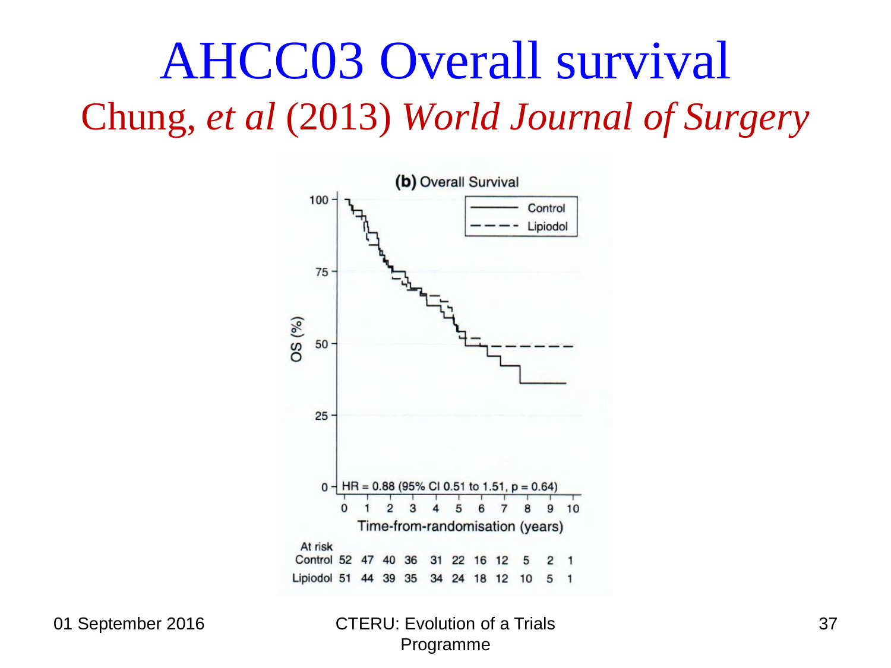# AHCC03 Overall survival

## Chung, *et al* (2013) *World Journal of Surgery*

**(b)** Overall Survival

HR = 0.88 (95% CI 0.51 to 1.51, p = 0.64)

Time-from-randomisation (years)

At risk

| | 0 | 1 | 2 | 3 | 4 | 5 | 6 | 7 | 8 | 9 | 10 |
|---|---|---|---|---|---|---|---|---|---|---|---|
| Control | 52 | 47 | 40 | 36 | 31 | 22 | 16 | 12 | 5 | 2 | 1 |
| Lipiodol | 51 | 44 | 39 | 35 | 34 | 24 | 18 | 12 | 10 | 5 | 1 |

01 September 2016

CTERU: Evolution of a Trials Programme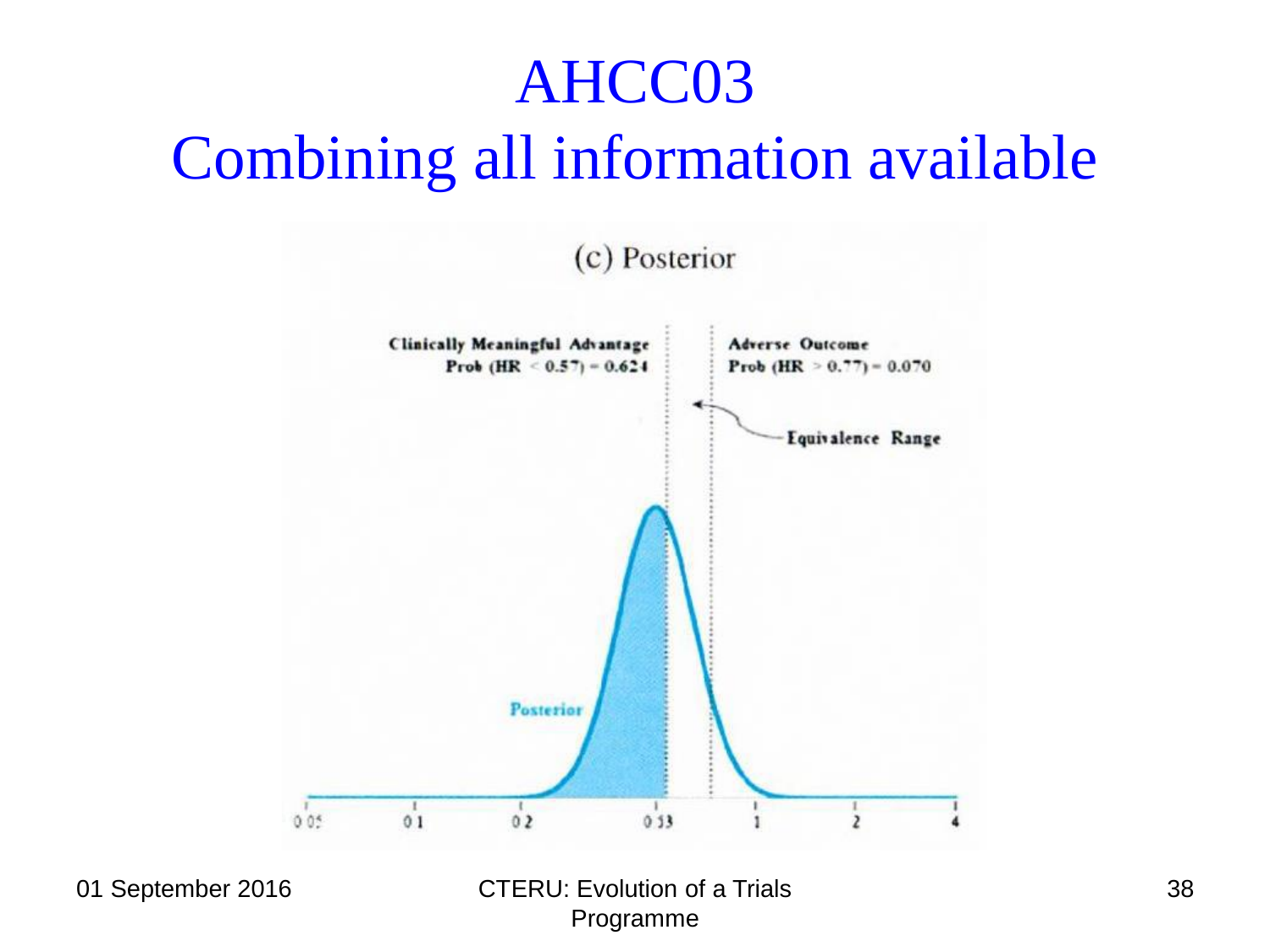# AHCC03
# Combining all information available

(c) Posterior

**Clinically Meaningful Advantage**
**Prob (HR < 0.57) = 0.624**

**Adverse Outcome**
**Prob (HR > 0.77) = 0.070**

**Equivalence Range**

**Posterior**

0.05 0.1 0.2 0.53 1 2 4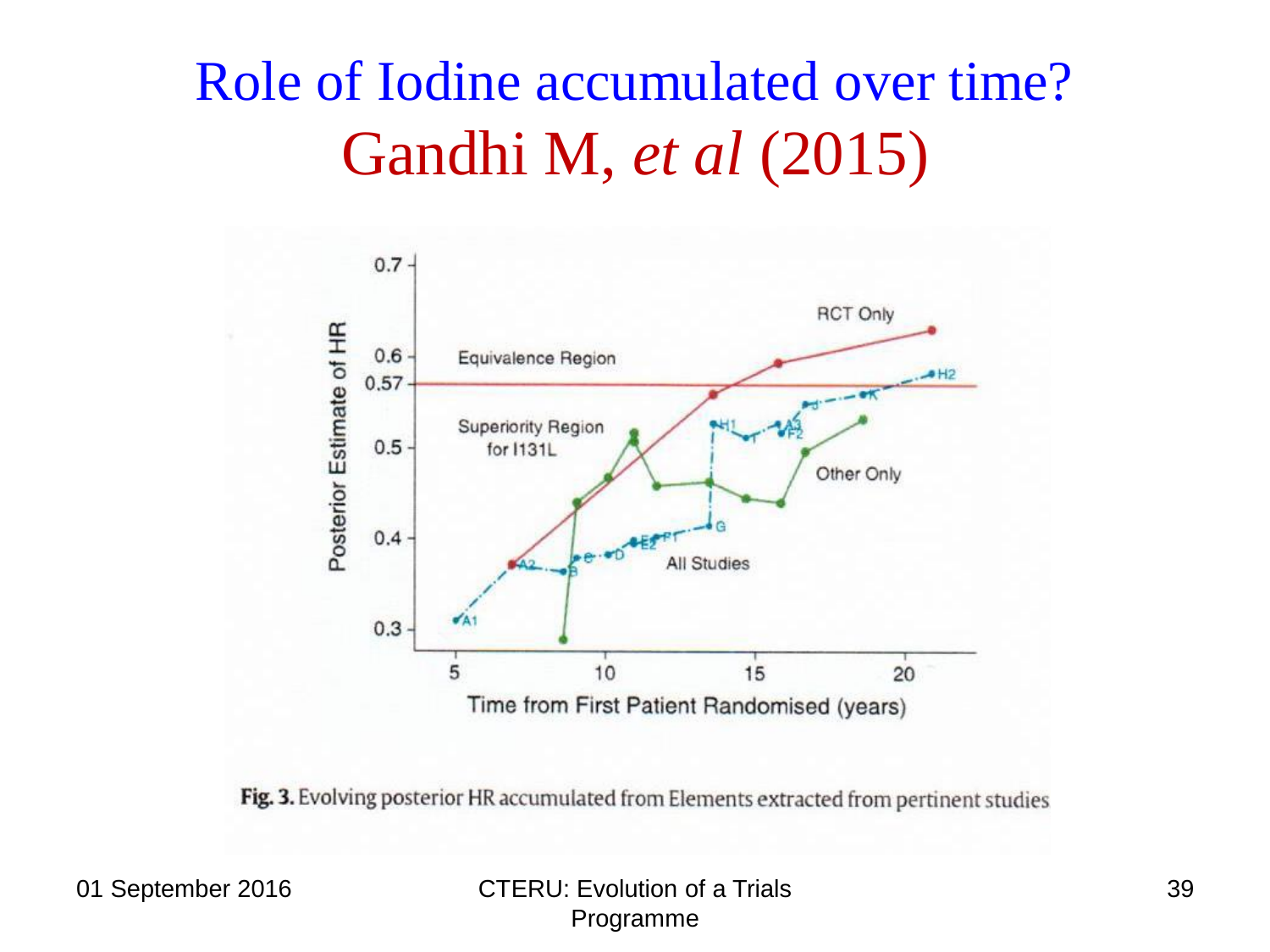# Role of Iodine accumulated over time?
## Gandhi M, *et al* (2015)

Fig. 3. Evolving posterior HR accumulated from Elements extracted from pertinent studies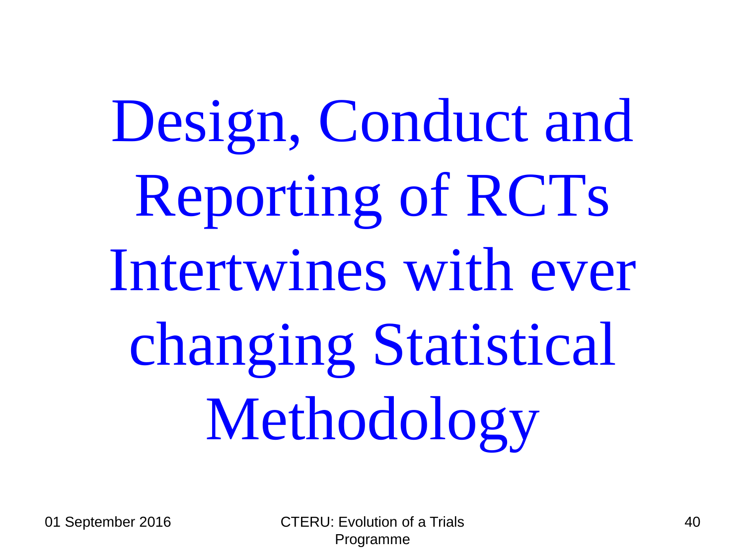# Design, Conduct and Reporting of RCTs Intertwines with ever changing Statistical Methodology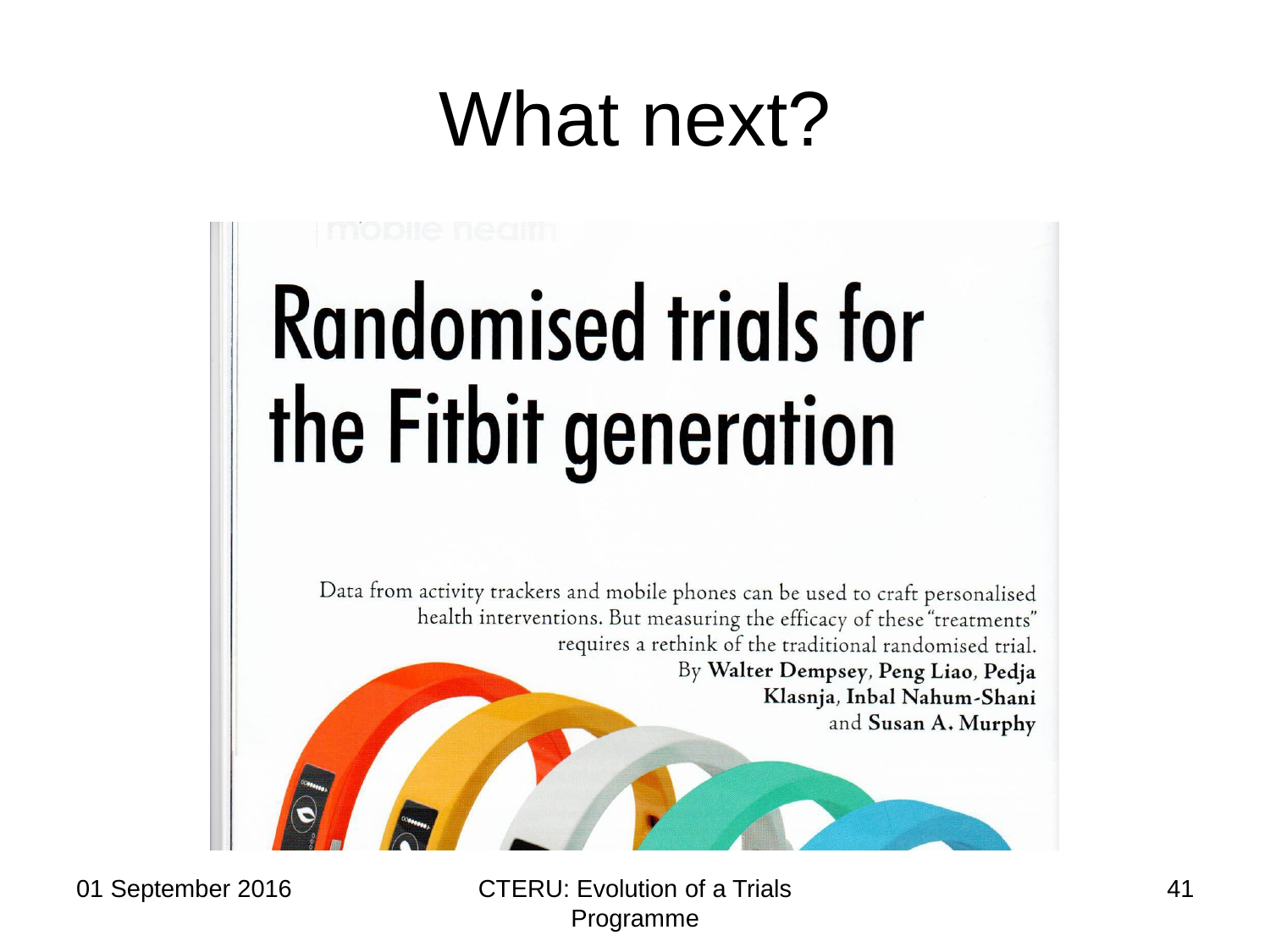# What next?

mobile health

## Randomised trials for the Fitbit generation

Data from activity trackers and mobile phones can be used to craft personalised health interventions. But measuring the efficacy of these "treatments" requires a rethink of the traditional randomised trial.

By **Walter Dempsey**, **Peng Liao**, **Pedja Klasnja**, **Inbal Nahum-Shani** and **Susan A. Murphy**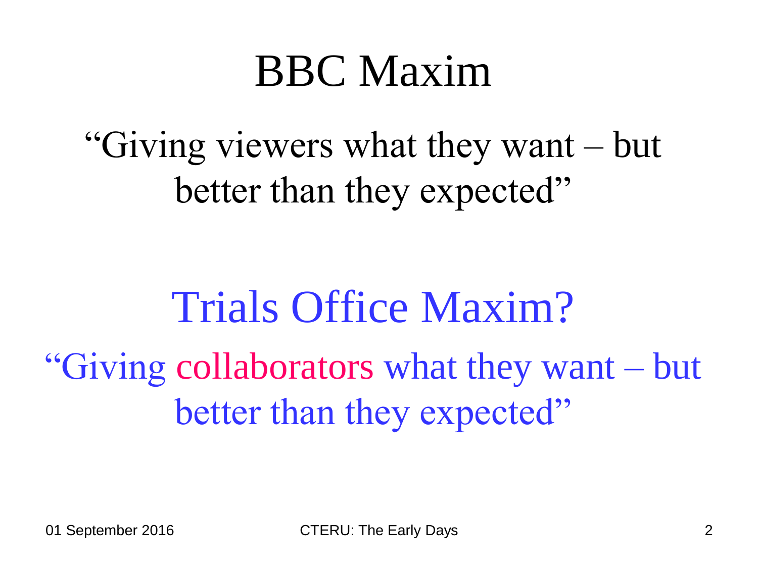# BBC Maxim

"Giving viewers what they want – but better than they expected"

# Trials Office Maxim?

"Giving collaborators what they want – but better than they expected"